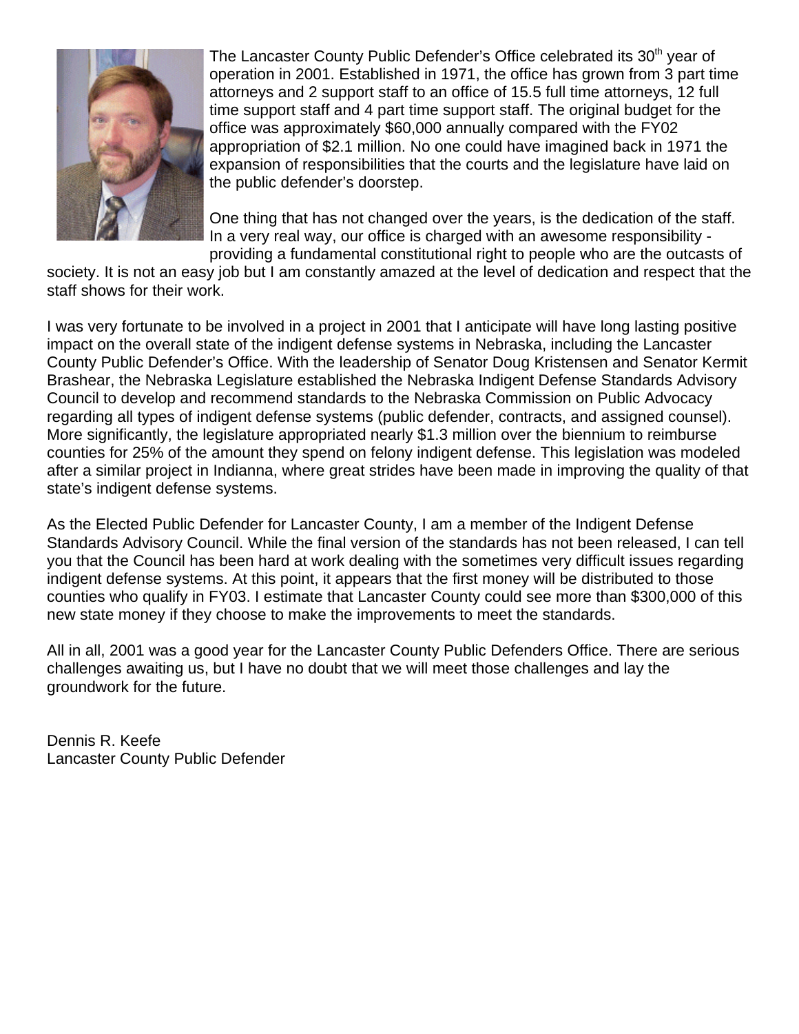The Lancaster County Public Defender's Office celebrated its 30th year of operation in 2001. Established in 1971, the office has grown from 3 part time attorneys and 2 support staff to an office of 15.5 full time attorneys, 12 full time support staff and 4 part time support staff. The original budget for the office was approximately $60,000 annually compared with the FY02 appropriation of $2.1 million. No one could have imagined back in 1971 the expansion of responsibilities that the courts and the legislature have laid on the public defender's doorstep.

One thing that has not changed over the years, is the dedication of the staff. In a very real way, our office is charged with an awesome responsibility - providing a fundamental constitutional right to people who are the outcasts of society. It is not an easy job but I am constantly amazed at the level of dedication and respect that the staff shows for their work.

I was very fortunate to be involved in a project in 2001 that I anticipate will have long lasting positive impact on the overall state of the indigent defense systems in Nebraska, including the Lancaster County Public Defender's Office. With the leadership of Senator Doug Kristensen and Senator Kermit Brashear, the Nebraska Legislature established the Nebraska Indigent Defense Standards Advisory Council to develop and recommend standards to the Nebraska Commission on Public Advocacy regarding all types of indigent defense systems (public defender, contracts, and assigned counsel). More significantly, the legislature appropriated nearly $1.3 million over the biennium to reimburse counties for 25% of the amount they spend on felony indigent defense. This legislation was modeled after a similar project in Indianna, where great strides have been made in improving the quality of that state's indigent defense systems.

As the Elected Public Defender for Lancaster County, I am a member of the Indigent Defense Standards Advisory Council. While the final version of the standards has not been released, I can tell you that the Council has been hard at work dealing with the sometimes very difficult issues regarding indigent defense systems. At this point, it appears that the first money will be distributed to those counties who qualify in FY03. I estimate that Lancaster County could see more than $300,000 of this new state money if they choose to make the improvements to meet the standards.

All in all, 2001 was a good year for the Lancaster County Public Defenders Office. There are serious challenges awaiting us, but I have no doubt that we will meet those challenges and lay the groundwork for the future.

Dennis R. Keefe
Lancaster County Public Defender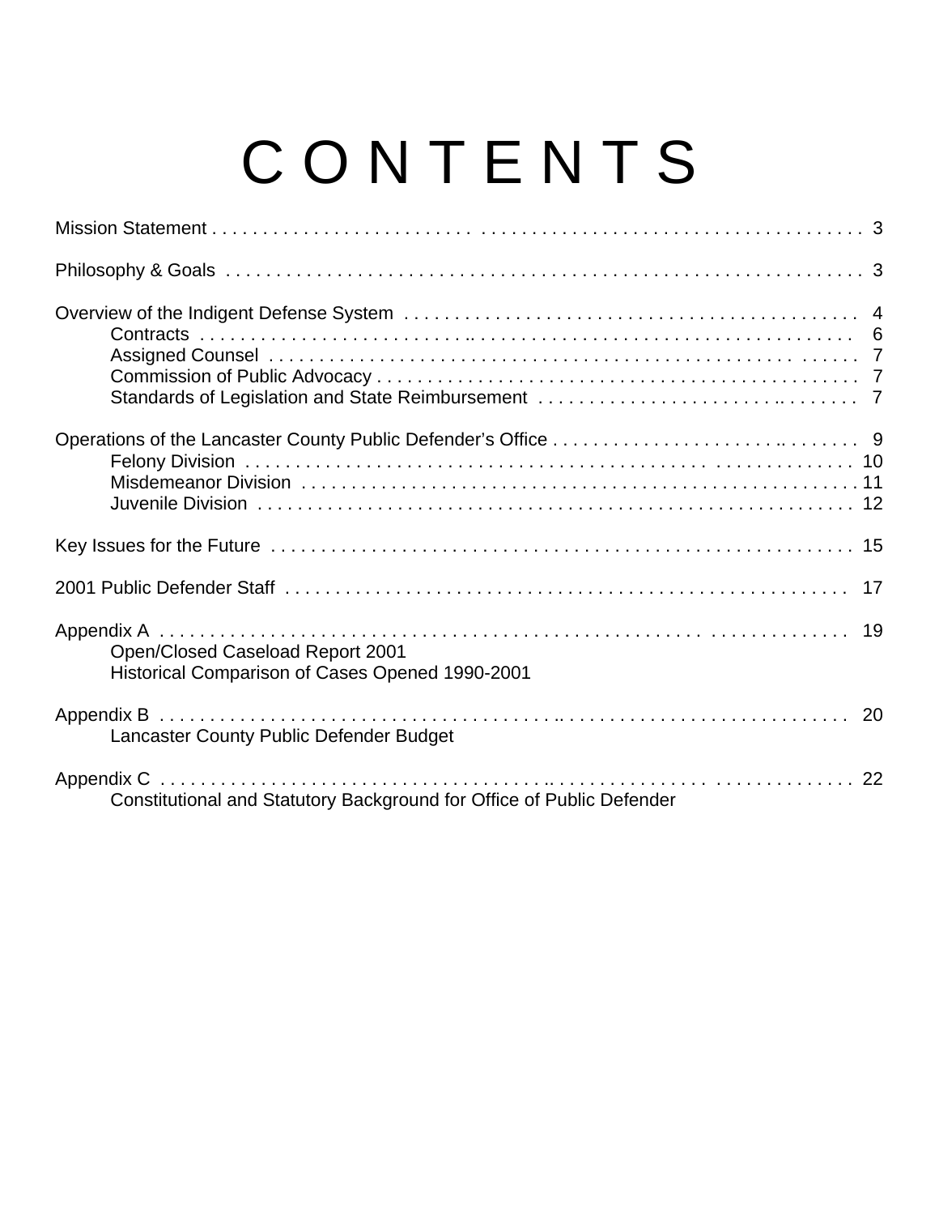# CONTENTS

Mission Statement . . . . . 3

Philosophy & Goals . . . . . 3

Overview of the Indigent Defense System . . . . . 4
- Contracts . . . . . 6
- Assigned Counsel . . . . . 7
- Commission of Public Advocacy . . . . . 7
- Standards of Legislation and State Reimbursement . . . . . 7

Operations of the Lancaster County Public Defender's Office . . . . . 9
- Felony Division . . . . . 10
- Misdemeanor Division . . . . . 11
- Juvenile Division . . . . . 12

Key Issues for the Future . . . . . 15

2001 Public Defender Staff . . . . . 17

Appendix A . . . . . 19
- Open/Closed Caseload Report 2001
- Historical Comparison of Cases Opened 1990-2001

Appendix B . . . . . 20
- Lancaster County Public Defender Budget

Appendix C . . . . . 22
- Constitutional and Statutory Background for Office of Public Defender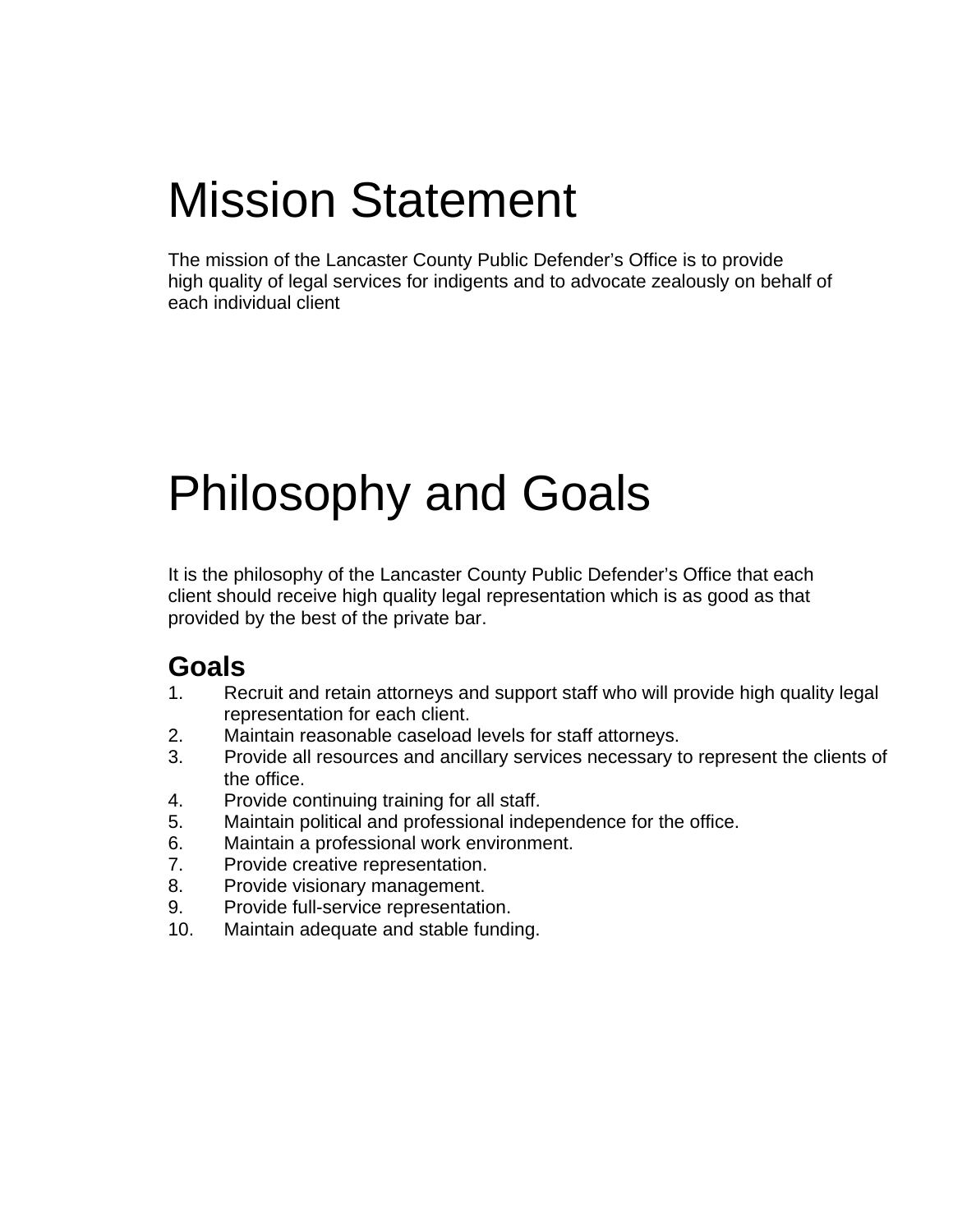# Mission Statement

The mission of the Lancaster County Public Defender's Office is to provide high quality of legal services for indigents and to advocate zealously on behalf of each individual client

# Philosophy and Goals

It is the philosophy of the Lancaster County Public Defender's Office that each client should receive high quality legal representation which is as good as that provided by the best of the private bar.

## Goals

1. Recruit and retain attorneys and support staff who will provide high quality legal representation for each client.
2. Maintain reasonable caseload levels for staff attorneys.
3. Provide all resources and ancillary services necessary to represent the clients of the office.
4. Provide continuing training for all staff.
5. Maintain political and professional independence for the office.
6. Maintain a professional work environment.
7. Provide creative representation.
8. Provide visionary management.
9. Provide full-service representation.
10. Maintain adequate and stable funding.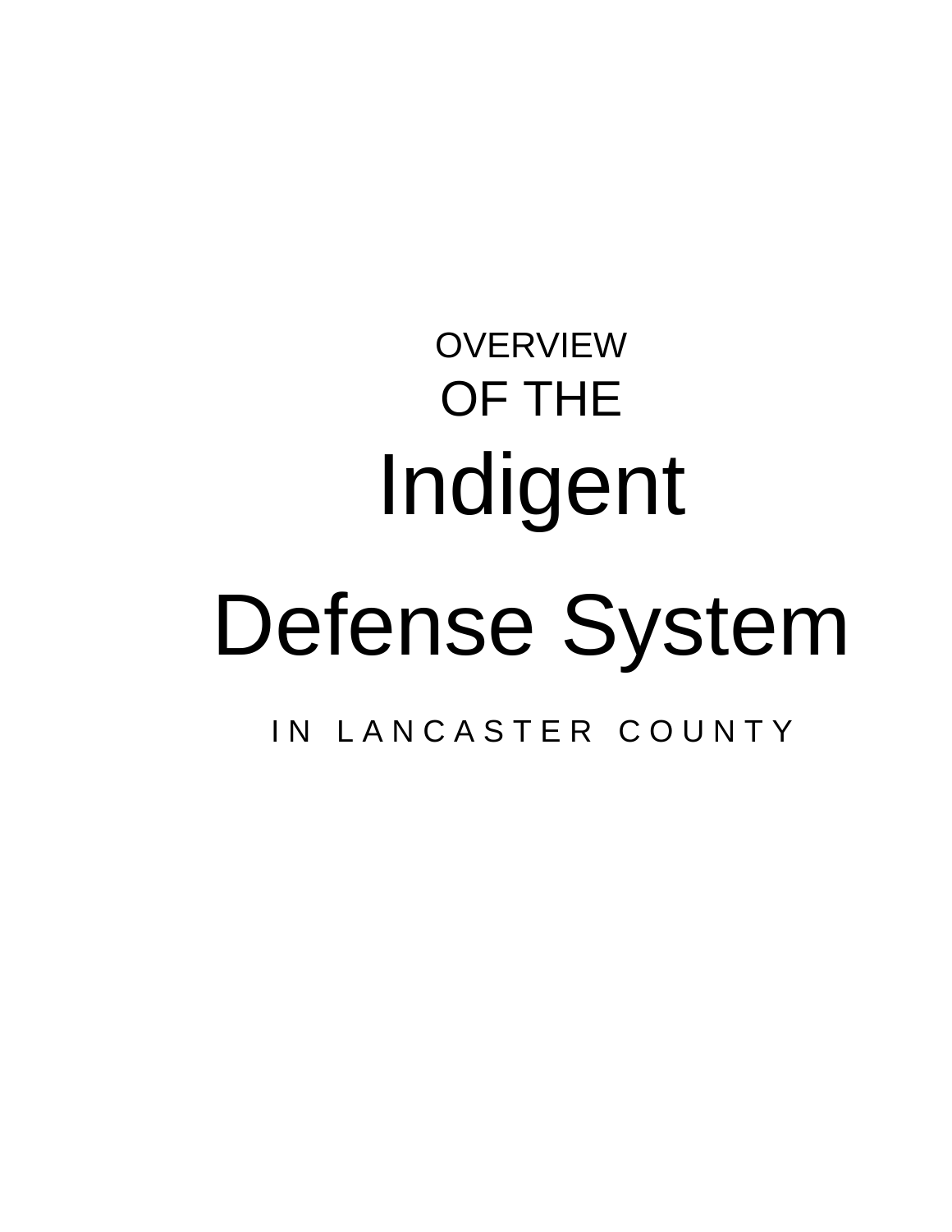# OVERVIEW OF THE Indigent Defense System

IN LANCASTER COUNTY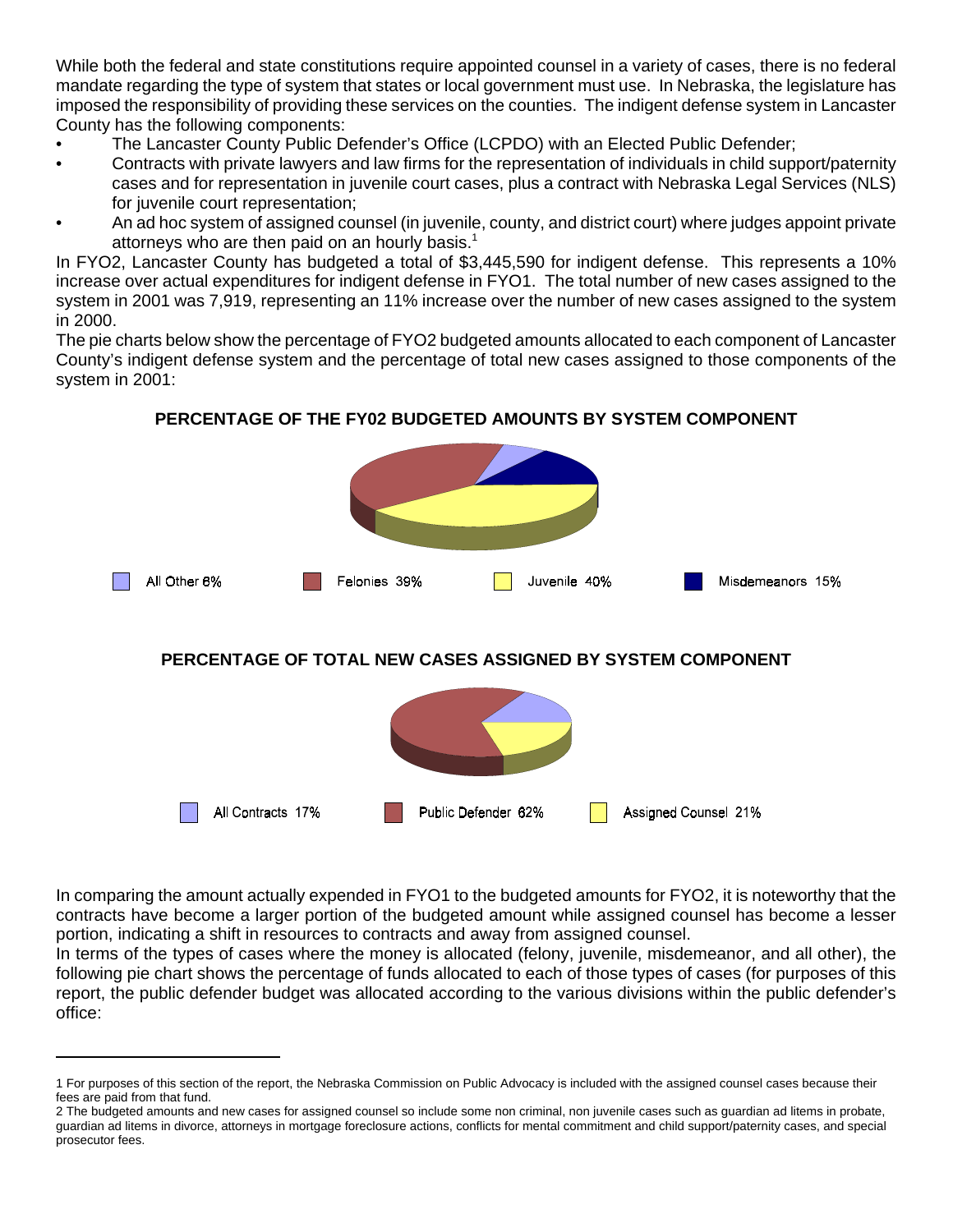While both the federal and state constitutions require appointed counsel in a variety of cases, there is no federal mandate regarding the type of system that states or local government must use. In Nebraska, the legislature has imposed the responsibility of providing these services on the counties. The indigent defense system in Lancaster County has the following components:

- The Lancaster County Public Defender's Office (LCPDO) with an Elected Public Defender;
- Contracts with private lawyers and law firms for the representation of individuals in child support/paternity cases and for representation in juvenile court cases, plus a contract with Nebraska Legal Services (NLS) for juvenile court representation;
- An ad hoc system of assigned counsel (in juvenile, county, and district court) where judges appoint private attorneys who are then paid on an hourly basis.[1]

In FYO2, Lancaster County has budgeted a total of $3,445,590 for indigent defense. This represents a 10% increase over actual expenditures for indigent defense in FYO1. The total number of new cases assigned to the system in 2001 was 7,919, representing an 11% increase over the number of new cases assigned to the system in 2000.

The pie charts below show the percentage of FYO2 budgeted amounts allocated to each component of Lancaster County's indigent defense system and the percentage of total new cases assigned to those components of the system in 2001:

**PERCENTAGE OF THE FY02 BUDGETED AMOUNTS BY SYSTEM COMPONENT**

All Other 6% | Felonies 39% | Juvenile 40% | Misdemeanors 15%

**PERCENTAGE OF TOTAL NEW CASES ASSIGNED BY SYSTEM COMPONENT**

All Contracts 17% | Public Defender 62% | Assigned Counsel 21%

In comparing the amount actually expended in FYO1 to the budgeted amounts for FYO2, it is noteworthy that the contracts have become a larger portion of the budgeted amount while assigned counsel has become a lesser portion, indicating a shift in resources to contracts and away from assigned counsel.

In terms of the types of cases where the money is allocated (felony, juvenile, misdemeanor, and all other), the following pie chart shows the percentage of funds allocated to each of those types of cases (for purposes of this report, the public defender budget was allocated according to the various divisions within the public defender's office:

---

1 For purposes of this section of the report, the Nebraska Commission on Public Advocacy is included with the assigned counsel cases because their fees are paid from that fund.

2 The budgeted amounts and new cases for assigned counsel so include some non criminal, non juvenile cases such as guardian ad litems in probate, guardian ad litems in divorce, attorneys in mortgage foreclosure actions, conflicts for mental commitment and child support/paternity cases, and special prosecutor fees.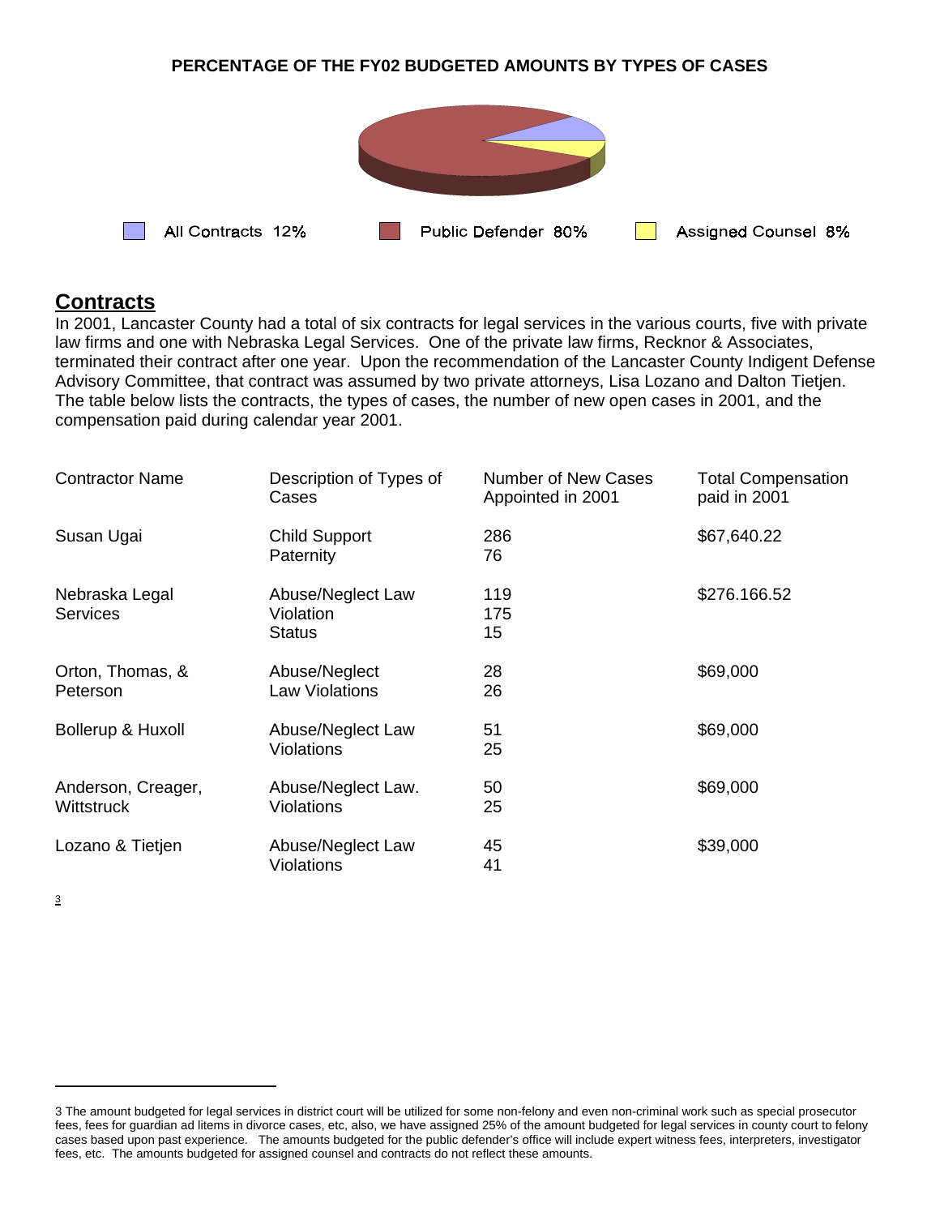**PERCENTAGE OF THE FY02 BUDGETED AMOUNTS BY TYPES OF CASES**

All Contracts 12% | Public Defender 80% | Assigned Counsel 8%

## Contracts

In 2001, Lancaster County had a total of six contracts for legal services in the various courts, five with private law firms and one with Nebraska Legal Services. One of the private law firms, Recknor & Associates, terminated their contract after one year. Upon the recommendation of the Lancaster County Indigent Defense Advisory Committee, that contract was assumed by two private attorneys, Lisa Lozano and Dalton Tietjen. The table below lists the contracts, the types of cases, the number of new open cases in 2001, and the compensation paid during calendar year 2001.

| Contractor Name | Description of Types of Cases | Number of New Cases Appointed in 2001 | Total Compensation paid in 2001 |
|---|---|---|---|
| Susan Ugai | Child Support<br>Paternity | 286<br>76 | $67,640.22 |
| Nebraska Legal Services | Abuse/Neglect Law<br>Violation<br>Status | 119<br>175<br>15 | $276.166.52 |
| Orton, Thomas, & Peterson | Abuse/Neglect<br>Law Violations | 28<br>26 | $69,000 |
| Bollerup & Huxoll | Abuse/Neglect Law<br>Violations | 51<br>25 | $69,000 |
| Anderson, Creager, Wittstruck | Abuse/Neglect Law.<br>Violations | 50<br>25 | $69,000 |
| Lozano & Tietjen | Abuse/Neglect Law<br>Violations | 45<br>41 | $39,000 |

[3]

---

3 The amount budgeted for legal services in district court will be utilized for some non-felony and even non-criminal work such as special prosecutor fees, fees for guardian ad litems in divorce cases, etc, also, we have assigned 25% of the amount budgeted for legal services in county court to felony cases based upon past experience. The amounts budgeted for the public defender's office will include expert witness fees, interpreters, investigator fees, etc. The amounts budgeted for assigned counsel and contracts do not reflect these amounts.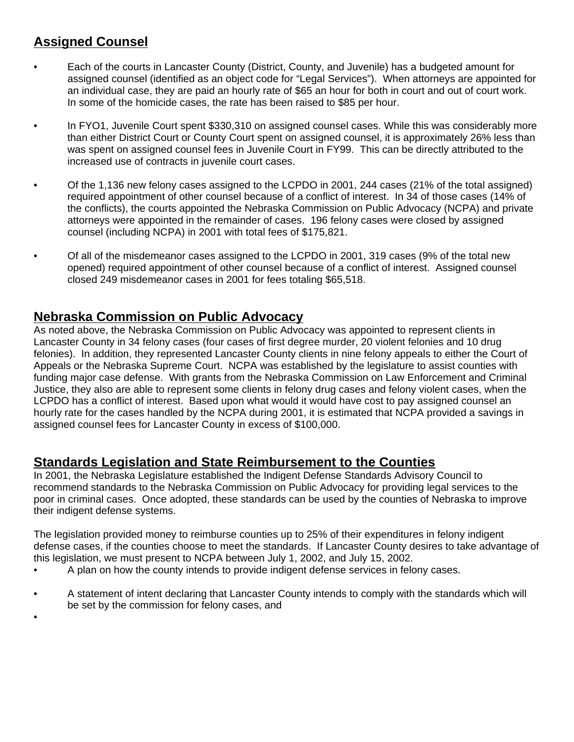## Assigned Counsel

- Each of the courts in Lancaster County (District, County, and Juvenile) has a budgeted amount for assigned counsel (identified as an object code for "Legal Services"). When attorneys are appointed for an individual case, they are paid an hourly rate of $65 an hour for both in court and out of court work. In some of the homicide cases, the rate has been raised to $85 per hour.

- In FYO1, Juvenile Court spent $330,310 on assigned counsel cases. While this was considerably more than either District Court or County Court spent on assigned counsel, it is approximately 26% less than was spent on assigned counsel fees in Juvenile Court in FY99. This can be directly attributed to the increased use of contracts in juvenile court cases.

- Of the 1,136 new felony cases assigned to the LCPDO in 2001, 244 cases (21% of the total assigned) required appointment of other counsel because of a conflict of interest. In 34 of those cases (14% of the conflicts), the courts appointed the Nebraska Commission on Public Advocacy (NCPA) and private attorneys were appointed in the remainder of cases. 196 felony cases were closed by assigned counsel (including NCPA) in 2001 with total fees of $175,821.

- Of all of the misdemeanor cases assigned to the LCPDO in 2001, 319 cases (9% of the total new opened) required appointment of other counsel because of a conflict of interest. Assigned counsel closed 249 misdemeanor cases in 2001 for fees totaling $65,518.

## Nebraska Commission on Public Advocacy

As noted above, the Nebraska Commission on Public Advocacy was appointed to represent clients in Lancaster County in 34 felony cases (four cases of first degree murder, 20 violent felonies and 10 drug felonies). In addition, they represented Lancaster County clients in nine felony appeals to either the Court of Appeals or the Nebraska Supreme Court. NCPA was established by the legislature to assist counties with funding major case defense. With grants from the Nebraska Commission on Law Enforcement and Criminal Justice, they also are able to represent some clients in felony drug cases and felony violent cases, when the LCPDO has a conflict of interest. Based upon what would it would have cost to pay assigned counsel an hourly rate for the cases handled by the NCPA during 2001, it is estimated that NCPA provided a savings in assigned counsel fees for Lancaster County in excess of $100,000.

## Standards Legislation and State Reimbursement to the Counties

In 2001, the Nebraska Legislature established the Indigent Defense Standards Advisory Council to recommend standards to the Nebraska Commission on Public Advocacy for providing legal services to the poor in criminal cases. Once adopted, these standards can be used by the counties of Nebraska to improve their indigent defense systems.

The legislation provided money to reimburse counties up to 25% of their expenditures in felony indigent defense cases, if the counties choose to meet the standards. If Lancaster County desires to take advantage of this legislation, we must present to NCPA between July 1, 2002, and July 15, 2002.

- A plan on how the county intends to provide indigent defense services in felony cases.

- A statement of intent declaring that Lancaster County intends to comply with the standards which will be set by the commission for felony cases, and

-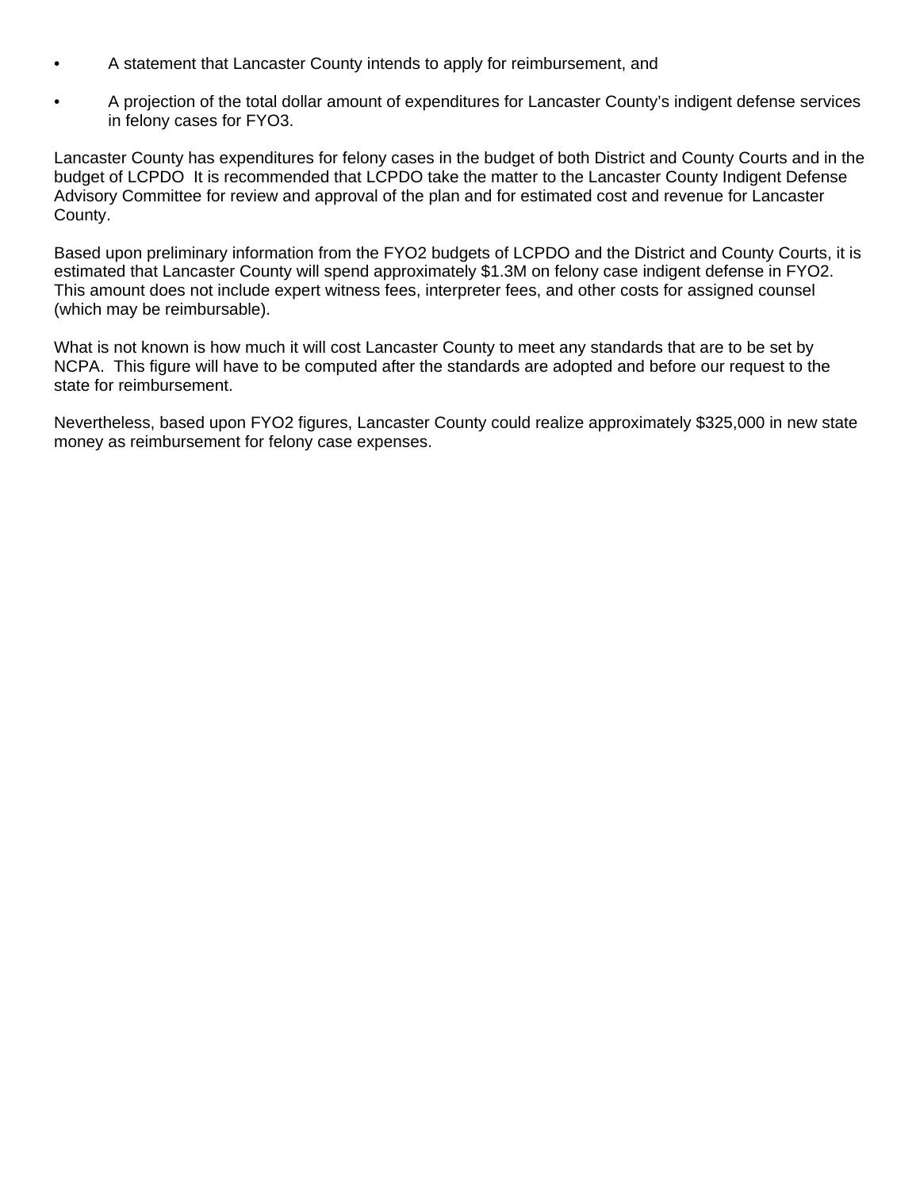- A statement that Lancaster County intends to apply for reimbursement, and
- A projection of the total dollar amount of expenditures for Lancaster County's indigent defense services in felony cases for FYO3.

Lancaster County has expenditures for felony cases in the budget of both District and County Courts and in the budget of LCPDO  It is recommended that LCPDO take the matter to the Lancaster County Indigent Defense Advisory Committee for review and approval of the plan and for estimated cost and revenue for Lancaster County.

Based upon preliminary information from the FYO2 budgets of LCPDO and the District and County Courts, it is estimated that Lancaster County will spend approximately $1.3M on felony case indigent defense in FYO2. This amount does not include expert witness fees, interpreter fees, and other costs for assigned counsel (which may be reimbursable).

What is not known is how much it will cost Lancaster County to meet any standards that are to be set by NCPA.  This figure will have to be computed after the standards are adopted and before our request to the state for reimbursement.

Nevertheless, based upon FYO2 figures, Lancaster County could realize approximately $325,000 in new state money as reimbursement for felony case expenses.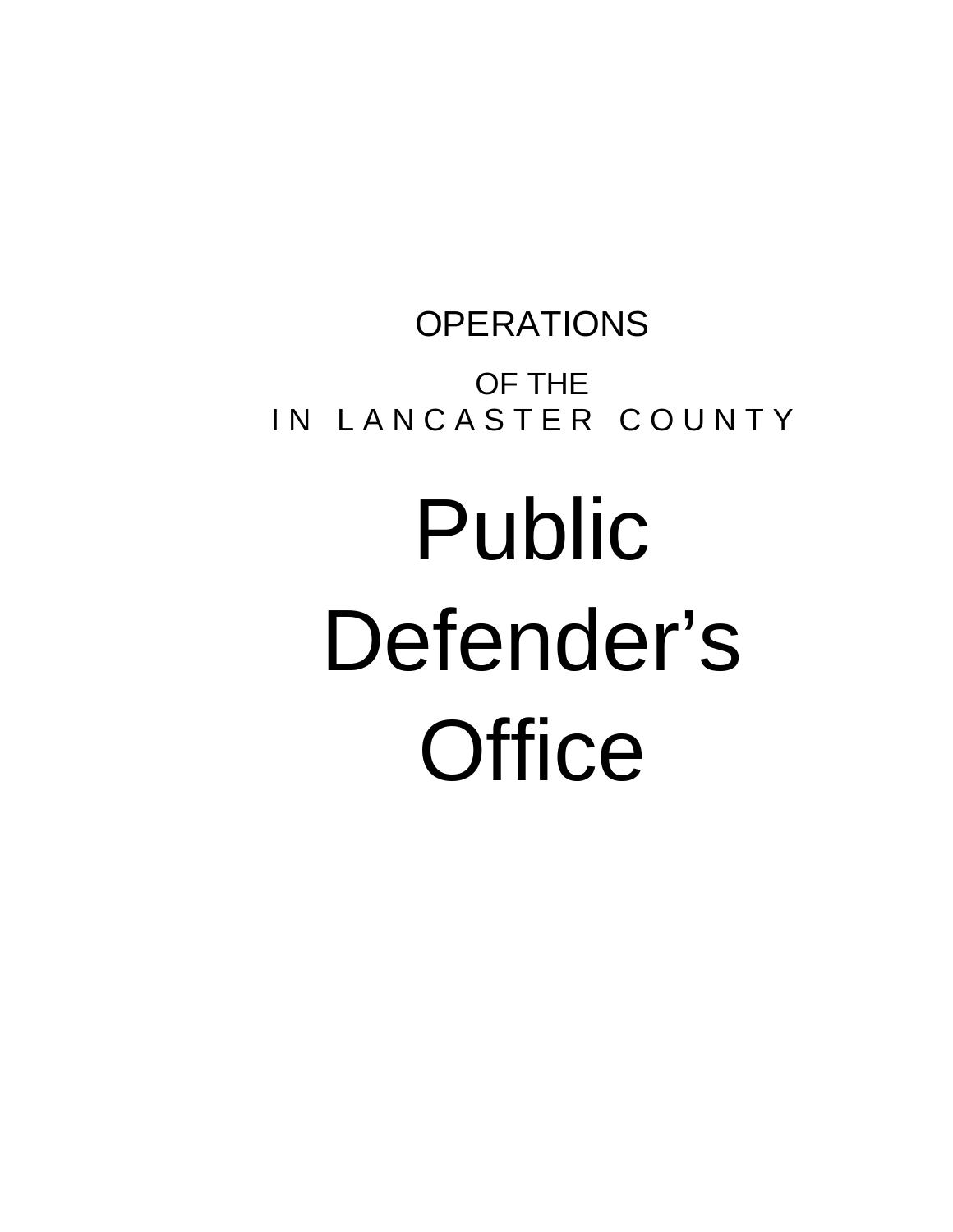OPERATIONS

OF THE

IN LANCASTER COUNTY

# Public Defender's Office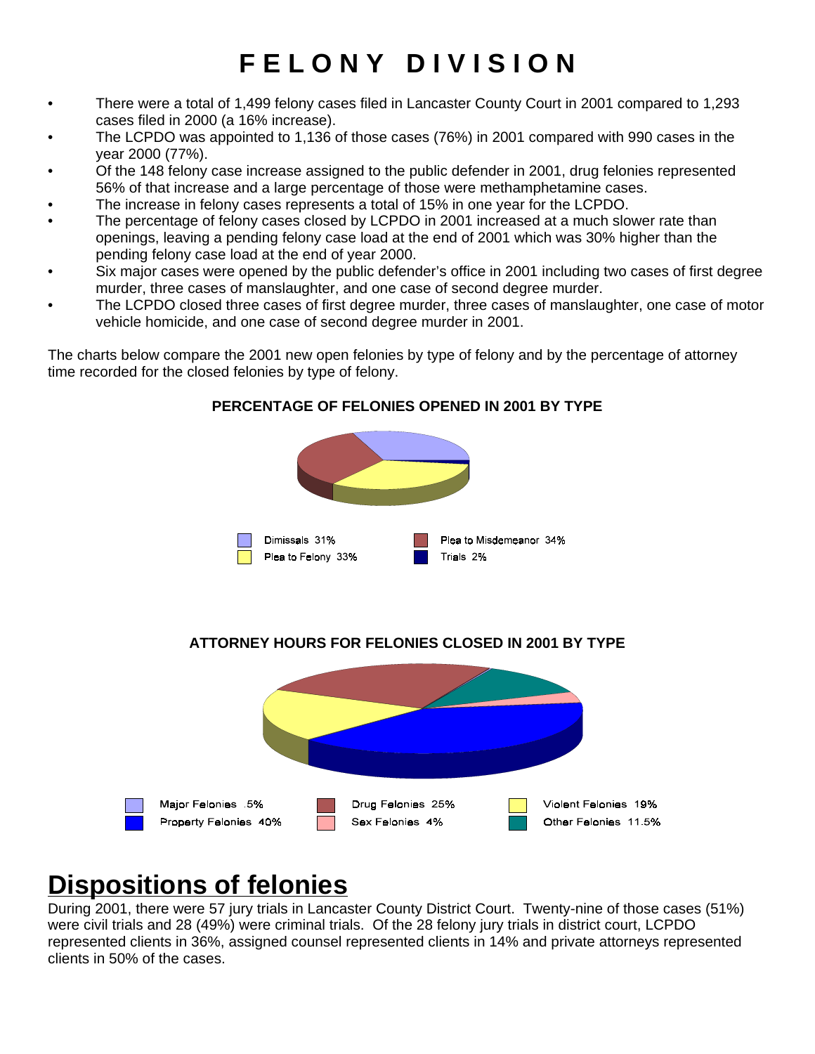# FELONY DIVISION

- There were a total of 1,499 felony cases filed in Lancaster County Court in 2001 compared to 1,293 cases filed in 2000 (a 16% increase).
- The LCPDO was appointed to 1,136 of those cases (76%) in 2001 compared with 990 cases in the year 2000 (77%).
- Of the 148 felony case increase assigned to the public defender in 2001, drug felonies represented 56% of that increase and a large percentage of those were methamphetamine cases.
- The increase in felony cases represents a total of 15% in one year for the LCPDO.
- The percentage of felony cases closed by LCPDO in 2001 increased at a much slower rate than openings, leaving a pending felony case load at the end of 2001 which was 30% higher than the pending felony case load at the end of year 2000.
- Six major cases were opened by the public defender's office in 2001 including two cases of first degree murder, three cases of manslaughter, and one case of second degree murder.
- The LCPDO closed three cases of first degree murder, three cases of manslaughter, one case of motor vehicle homicide, and one case of second degree murder in 2001.

The charts below compare the 2001 new open felonies by type of felony and by the percentage of attorney time recorded for the closed felonies by type of felony.

**PERCENTAGE OF FELONIES OPENED IN 2001 BY TYPE**

Dimissals 31%
Plea to Felony 33%
Plea to Misdemeanor 34%
Trials 2%

**ATTORNEY HOURS FOR FELONIES CLOSED IN 2001 BY TYPE**

Major Felonies .5%
Property Felonies 40%
Drug Felonies 25%
Sex Felonies 4%
Violent Felonies 19%
Other Felonies 11.5%

# Dispositions of felonies

During 2001, there were 57 jury trials in Lancaster County District Court. Twenty-nine of those cases (51%) were civil trials and 28 (49%) were criminal trials. Of the 28 felony jury trials in district court, LCPDO represented clients in 36%, assigned counsel represented clients in 14% and private attorneys represented clients in 50% of the cases.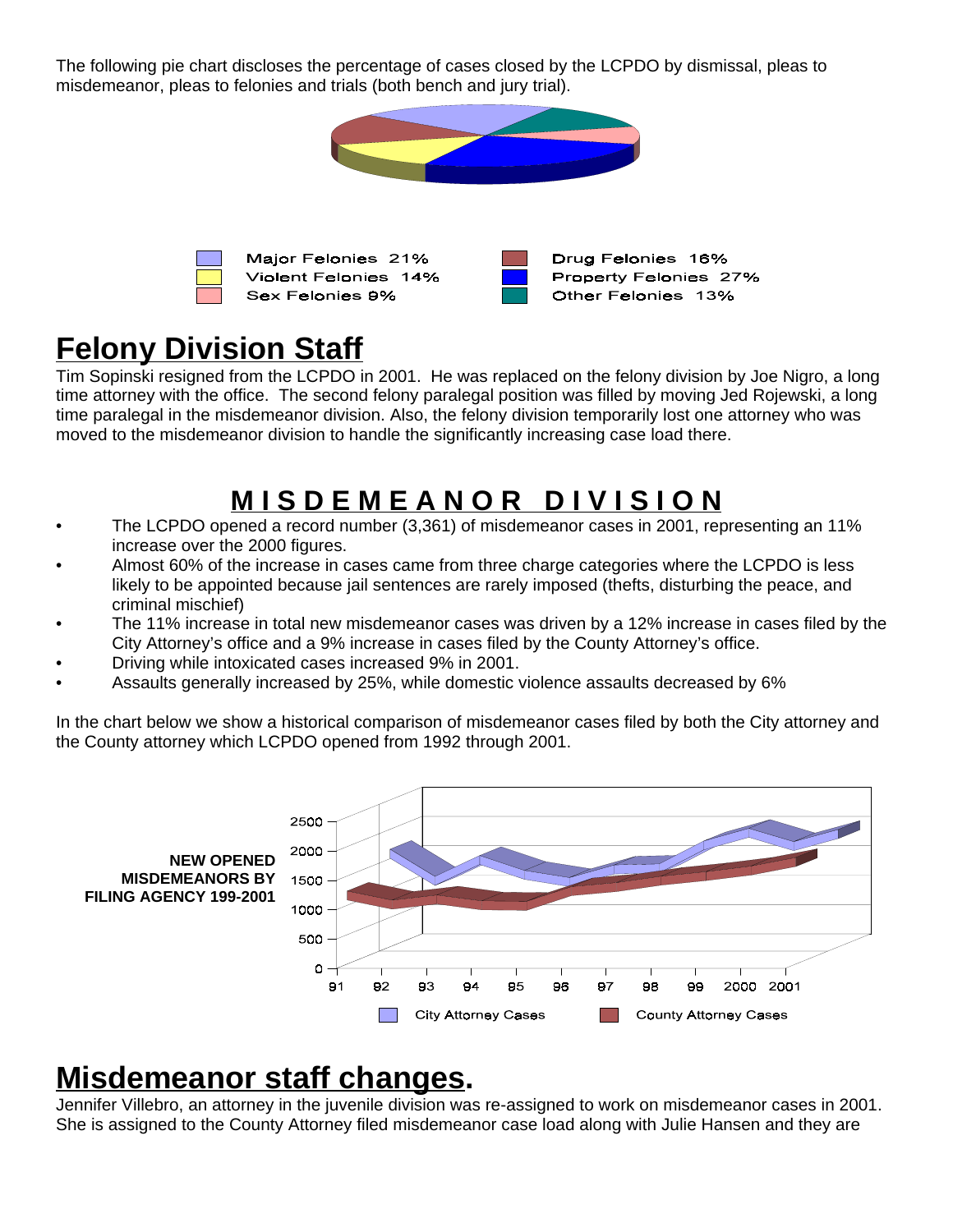The following pie chart discloses the percentage of cases closed by the LCPDO by dismissal, pleas to misdemeanor, pleas to felonies and trials (both bench and jury trial).

Major Felonies 21%
Violent Felonies 14%
Sex Felonies 9%
Drug Felonies 16%
Property Felonies 27%
Other Felonies 13%

# Felony Division Staff

Tim Sopinski resigned from the LCPDO in 2001. He was replaced on the felony division by Joe Nigro, a long time attorney with the office. The second felony paralegal position was filled by moving Jed Rojewski, a long time paralegal in the misdemeanor division. Also, the felony division temporarily lost one attorney who was moved to the misdemeanor division to handle the significantly increasing case load there.

# MISDEMEANOR DIVISION

- The LCPDO opened a record number (3,361) of misdemeanor cases in 2001, representing an 11% increase over the 2000 figures.
- Almost 60% of the increase in cases came from three charge categories where the LCPDO is less likely to be appointed because jail sentences are rarely imposed (thefts, disturbing the peace, and criminal mischief)
- The 11% increase in total new misdemeanor cases was driven by a 12% increase in cases filed by the City Attorney's office and a 9% increase in cases filed by the County Attorney's office.
- Driving while intoxicated cases increased 9% in 2001.
- Assaults generally increased by 25%, while domestic violence assaults decreased by 6%

In the chart below we show a historical comparison of misdemeanor cases filed by both the City attorney and the County attorney which LCPDO opened from 1992 through 2001.

**NEW OPENED MISDEMEANORS BY FILING AGENCY 199-2001**

City Attorney Cases    County Attorney Cases

# Misdemeanor staff changes.

Jennifer Villebro, an attorney in the juvenile division was re-assigned to work on misdemeanor cases in 2001. She is assigned to the County Attorney filed misdemeanor case load along with Julie Hansen and they are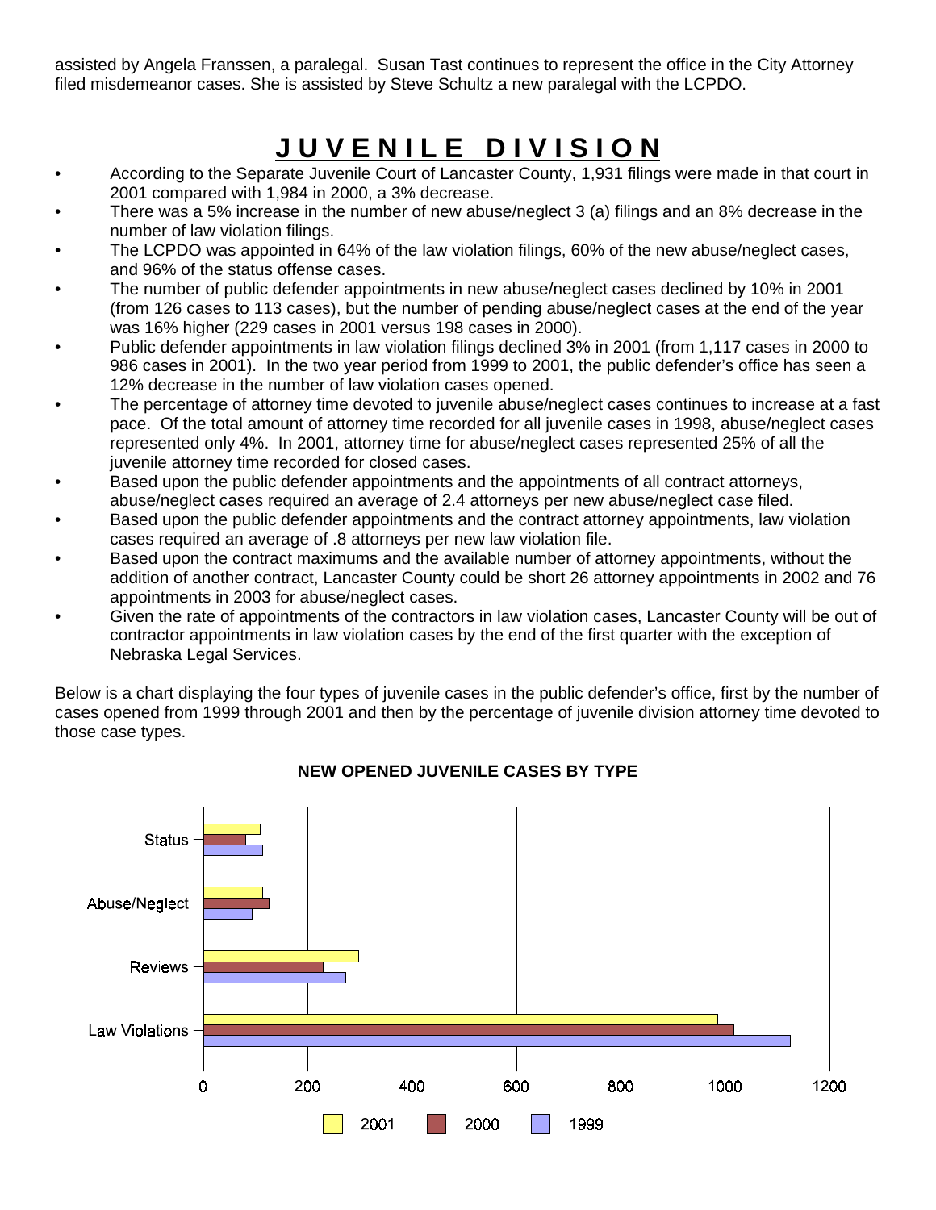assisted by Angela Franssen, a paralegal. Susan Tast continues to represent the office in the City Attorney filed misdemeanor cases. She is assisted by Steve Schultz a new paralegal with the LCPDO.

# JUVENILE DIVISION

- According to the Separate Juvenile Court of Lancaster County, 1,931 filings were made in that court in 2001 compared with 1,984 in 2000, a 3% decrease.
- There was a 5% increase in the number of new abuse/neglect 3 (a) filings and an 8% decrease in the number of law violation filings.
- The LCPDO was appointed in 64% of the law violation filings, 60% of the new abuse/neglect cases, and 96% of the status offense cases.
- The number of public defender appointments in new abuse/neglect cases declined by 10% in 2001 (from 126 cases to 113 cases), but the number of pending abuse/neglect cases at the end of the year was 16% higher (229 cases in 2001 versus 198 cases in 2000).
- Public defender appointments in law violation filings declined 3% in 2001 (from 1,117 cases in 2000 to 986 cases in 2001). In the two year period from 1999 to 2001, the public defender's office has seen a 12% decrease in the number of law violation cases opened.
- The percentage of attorney time devoted to juvenile abuse/neglect cases continues to increase at a fast pace. Of the total amount of attorney time recorded for all juvenile cases in 1998, abuse/neglect cases represented only 4%. In 2001, attorney time for abuse/neglect cases represented 25% of all the juvenile attorney time recorded for closed cases.
- Based upon the public defender appointments and the appointments of all contract attorneys, abuse/neglect cases required an average of 2.4 attorneys per new abuse/neglect case filed.
- Based upon the public defender appointments and the contract attorney appointments, law violation cases required an average of .8 attorneys per new law violation file.
- Based upon the contract maximums and the available number of attorney appointments, without the addition of another contract, Lancaster County could be short 26 attorney appointments in 2002 and 76 appointments in 2003 for abuse/neglect cases.
- Given the rate of appointments of the contractors in law violation cases, Lancaster County will be out of contractor appointments in law violation cases by the end of the first quarter with the exception of Nebraska Legal Services.

Below is a chart displaying the four types of juvenile cases in the public defender's office, first by the number of cases opened from 1999 through 2001 and then by the percentage of juvenile division attorney time devoted to those case types.

**NEW OPENED JUVENILE CASES BY TYPE**

| Type | 2001 | 2000 | 1999 |
|---|---|---|---|
| Status | ~110 | ~80 | ~115 |
| Abuse/Neglect | ~113 | ~126 | ~93 |
| Reviews | ~298 | ~230 | ~273 |
| Law Violations | ~986 | ~1017 | ~1125 |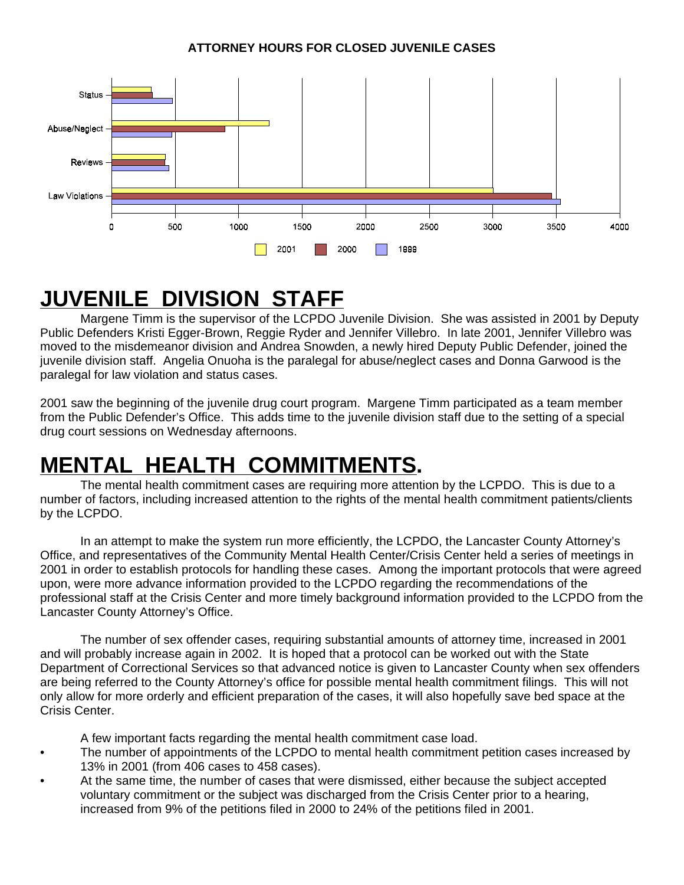**ATTORNEY HOURS FOR CLOSED JUVENILE CASES**

# JUVENILE DIVISION STAFF

Margene Timm is the supervisor of the LCPDO Juvenile Division. She was assisted in 2001 by Deputy Public Defenders Kristi Egger-Brown, Reggie Ryder and Jennifer Villebro. In late 2001, Jennifer Villebro was moved to the misdemeanor division and Andrea Snowden, a newly hired Deputy Public Defender, joined the juvenile division staff. Angelia Onuoha is the paralegal for abuse/neglect cases and Donna Garwood is the paralegal for law violation and status cases.

2001 saw the beginning of the juvenile drug court program. Margene Timm participated as a team member from the Public Defender's Office. This adds time to the juvenile division staff due to the setting of a special drug court sessions on Wednesday afternoons.

# MENTAL HEALTH COMMITMENTS.

The mental health commitment cases are requiring more attention by the LCPDO. This is due to a number of factors, including increased attention to the rights of the mental health commitment patients/clients by the LCPDO.

In an attempt to make the system run more efficiently, the LCPDO, the Lancaster County Attorney's Office, and representatives of the Community Mental Health Center/Crisis Center held a series of meetings in 2001 in order to establish protocols for handling these cases. Among the important protocols that were agreed upon, were more advance information provided to the LCPDO regarding the recommendations of the professional staff at the Crisis Center and more timely background information provided to the LCPDO from the Lancaster County Attorney's Office.

The number of sex offender cases, requiring substantial amounts of attorney time, increased in 2001 and will probably increase again in 2002. It is hoped that a protocol can be worked out with the State Department of Correctional Services so that advanced notice is given to Lancaster County when sex offenders are being referred to the County Attorney's office for possible mental health commitment filings. This will not only allow for more orderly and efficient preparation of the cases, it will also hopefully save bed space at the Crisis Center.

A few important facts regarding the mental health commitment case load.

- The number of appointments of the LCPDO to mental health commitment petition cases increased by 13% in 2001 (from 406 cases to 458 cases).
- At the same time, the number of cases that were dismissed, either because the subject accepted voluntary commitment or the subject was discharged from the Crisis Center prior to a hearing, increased from 9% of the petitions filed in 2000 to 24% of the petitions filed in 2001.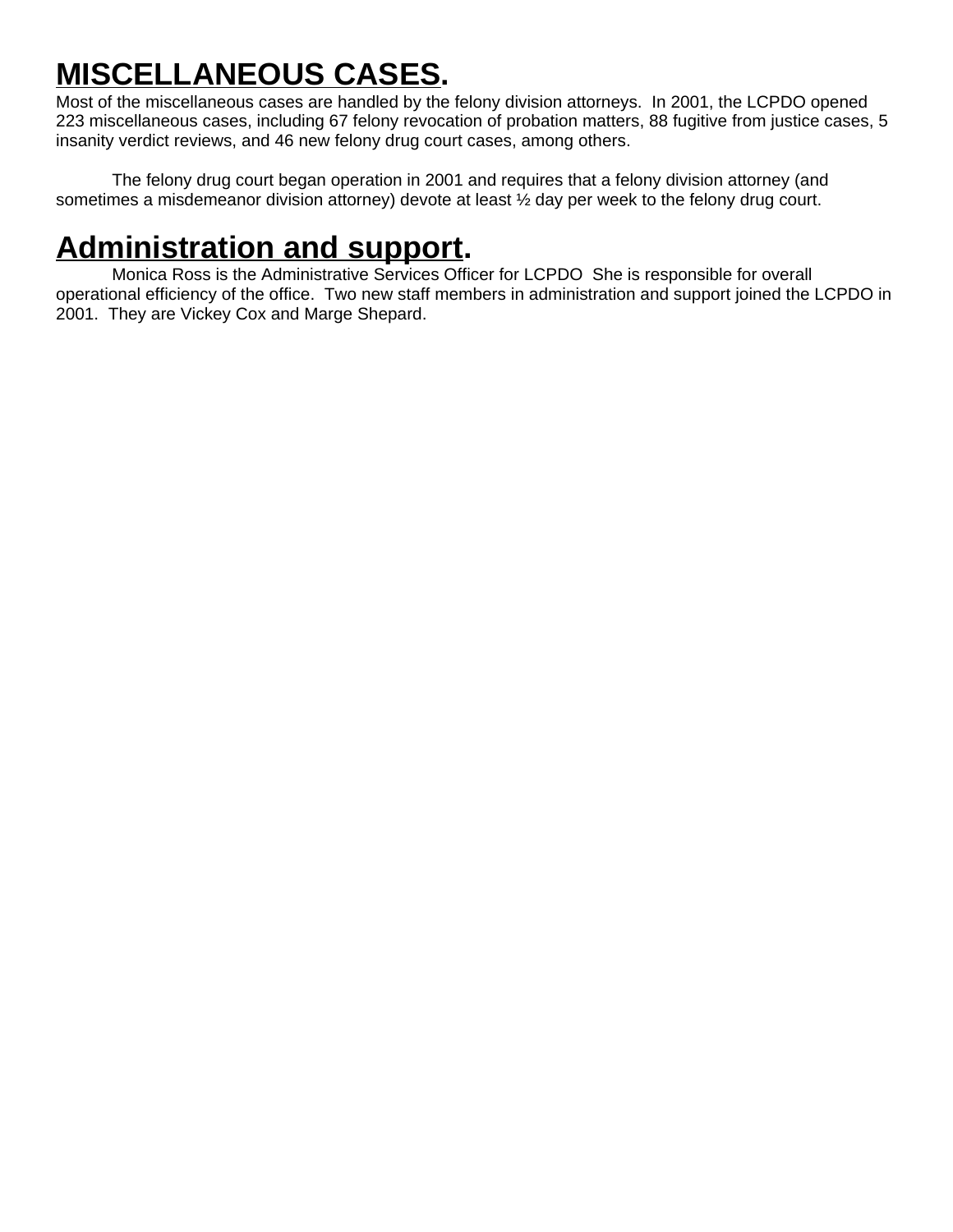## MISCELLANEOUS CASES.

Most of the miscellaneous cases are handled by the felony division attorneys. In 2001, the LCPDO opened 223 miscellaneous cases, including 67 felony revocation of probation matters, 88 fugitive from justice cases, 5 insanity verdict reviews, and 46 new felony drug court cases, among others.

The felony drug court began operation in 2001 and requires that a felony division attorney (and sometimes a misdemeanor division attorney) devote at least ½ day per week to the felony drug court.

## Administration and support.

Monica Ross is the Administrative Services Officer for LCPDO She is responsible for overall operational efficiency of the office. Two new staff members in administration and support joined the LCPDO in 2001. They are Vickey Cox and Marge Shepard.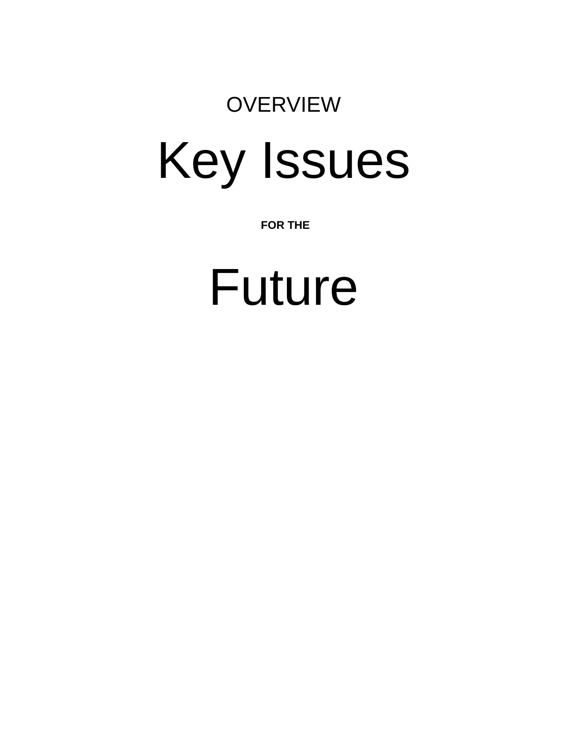OVERVIEW

# Key Issues

**FOR THE**

# Future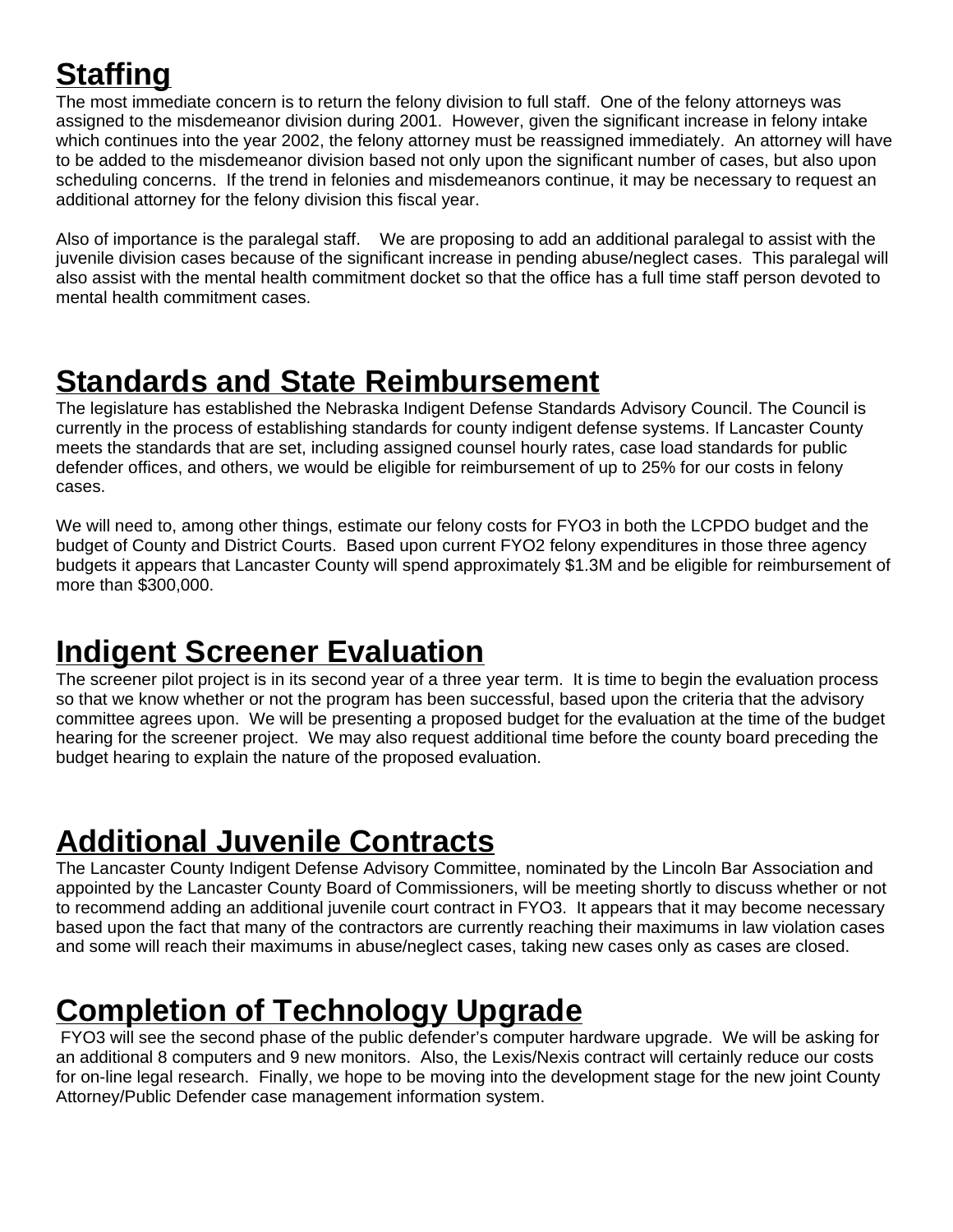## Staffing

The most immediate concern is to return the felony division to full staff. One of the felony attorneys was assigned to the misdemeanor division during 2001. However, given the significant increase in felony intake which continues into the year 2002, the felony attorney must be reassigned immediately. An attorney will have to be added to the misdemeanor division based not only upon the significant number of cases, but also upon scheduling concerns. If the trend in felonies and misdemeanors continue, it may be necessary to request an additional attorney for the felony division this fiscal year.

Also of importance is the paralegal staff. We are proposing to add an additional paralegal to assist with the juvenile division cases because of the significant increase in pending abuse/neglect cases. This paralegal will also assist with the mental health commitment docket so that the office has a full time staff person devoted to mental health commitment cases.

## Standards and State Reimbursement

The legislature has established the Nebraska Indigent Defense Standards Advisory Council. The Council is currently in the process of establishing standards for county indigent defense systems. If Lancaster County meets the standards that are set, including assigned counsel hourly rates, case load standards for public defender offices, and others, we would be eligible for reimbursement of up to 25% for our costs in felony cases.

We will need to, among other things, estimate our felony costs for FYO3 in both the LCPDO budget and the budget of County and District Courts. Based upon current FYO2 felony expenditures in those three agency budgets it appears that Lancaster County will spend approximately $1.3M and be eligible for reimbursement of more than $300,000.

## Indigent Screener Evaluation

The screener pilot project is in its second year of a three year term. It is time to begin the evaluation process so that we know whether or not the program has been successful, based upon the criteria that the advisory committee agrees upon. We will be presenting a proposed budget for the evaluation at the time of the budget hearing for the screener project. We may also request additional time before the county board preceding the budget hearing to explain the nature of the proposed evaluation.

## Additional Juvenile Contracts

The Lancaster County Indigent Defense Advisory Committee, nominated by the Lincoln Bar Association and appointed by the Lancaster County Board of Commissioners, will be meeting shortly to discuss whether or not to recommend adding an additional juvenile court contract in FYO3. It appears that it may become necessary based upon the fact that many of the contractors are currently reaching their maximums in law violation cases and some will reach their maximums in abuse/neglect cases, taking new cases only as cases are closed.

## Completion of Technology Upgrade

FYO3 will see the second phase of the public defender's computer hardware upgrade. We will be asking for an additional 8 computers and 9 new monitors. Also, the Lexis/Nexis contract will certainly reduce our costs for on-line legal research. Finally, we hope to be moving into the development stage for the new joint County Attorney/Public Defender case management information system.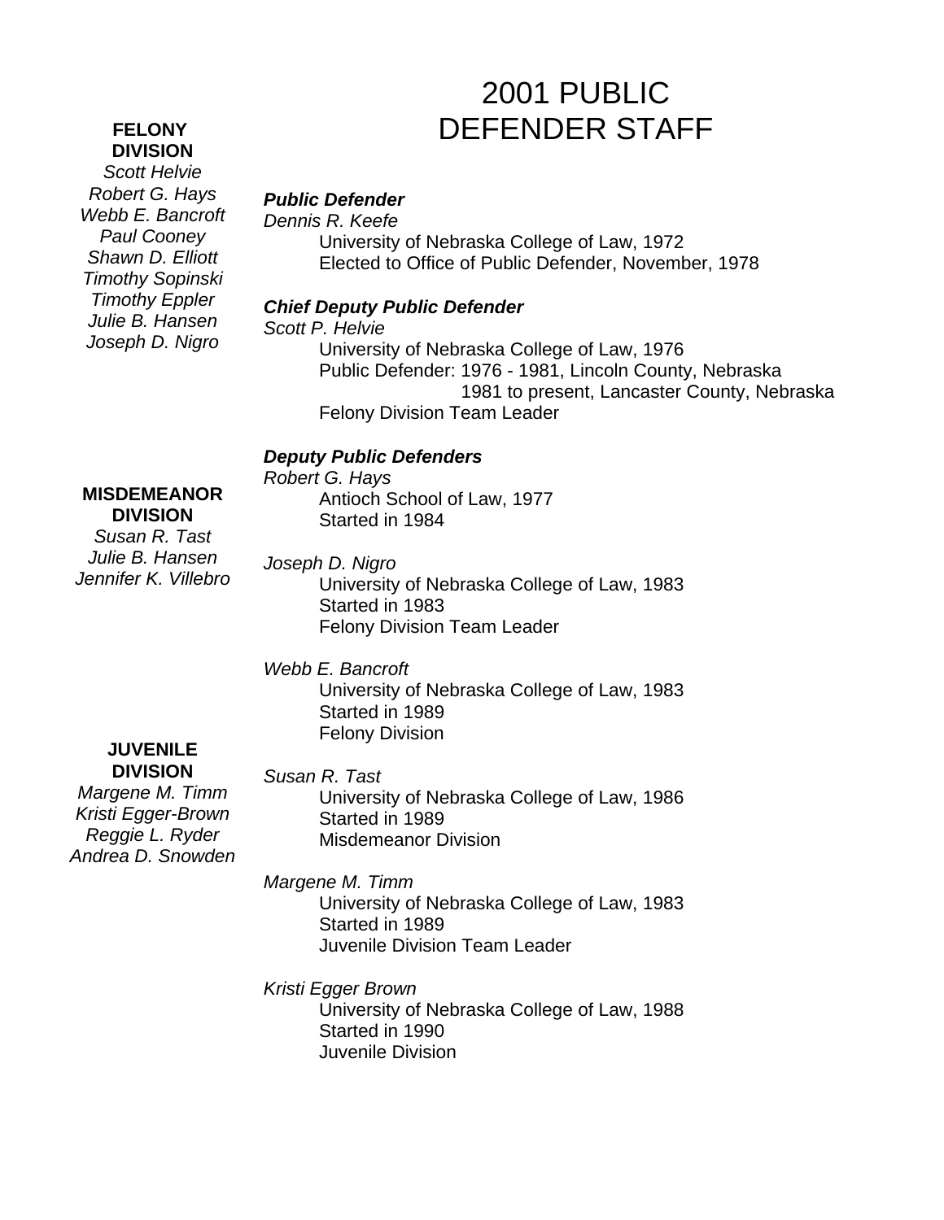# 2001 PUBLIC DEFENDER STAFF

**FELONY DIVISION**

*Scott Helvie*
*Robert G. Hays*
*Webb E. Bancroft*
*Paul Cooney*
*Shawn D. Elliott*
*Timothy Sopinski*
*Timothy Eppler*
*Julie B. Hansen*
*Joseph D. Nigro*

**MISDEMEANOR DIVISION**

*Susan R. Tast*
*Julie B. Hansen*
*Jennifer K. Villebro*

**JUVENILE DIVISION**

*Margene M. Timm*
*Kristi Egger-Brown*
*Reggie L. Ryder*
*Andrea D. Snowden*

***Public Defender***

*Dennis R. Keefe*
University of Nebraska College of Law, 1972
Elected to Office of Public Defender, November, 1978

***Chief Deputy Public Defender***

*Scott P. Helvie*
University of Nebraska College of Law, 1976
Public Defender: 1976 - 1981, Lincoln County, Nebraska
1981 to present, Lancaster County, Nebraska
Felony Division Team Leader

***Deputy Public Defenders***

*Robert G. Hays*
Antioch School of Law, 1977
Started in 1984

*Joseph D. Nigro*
University of Nebraska College of Law, 1983
Started in 1983
Felony Division Team Leader

*Webb E. Bancroft*
University of Nebraska College of Law, 1983
Started in 1989
Felony Division

*Susan R. Tast*
University of Nebraska College of Law, 1986
Started in 1989
Misdemeanor Division

*Margene M. Timm*
University of Nebraska College of Law, 1983
Started in 1989
Juvenile Division Team Leader

*Kristi Egger Brown*
University of Nebraska College of Law, 1988
Started in 1990
Juvenile Division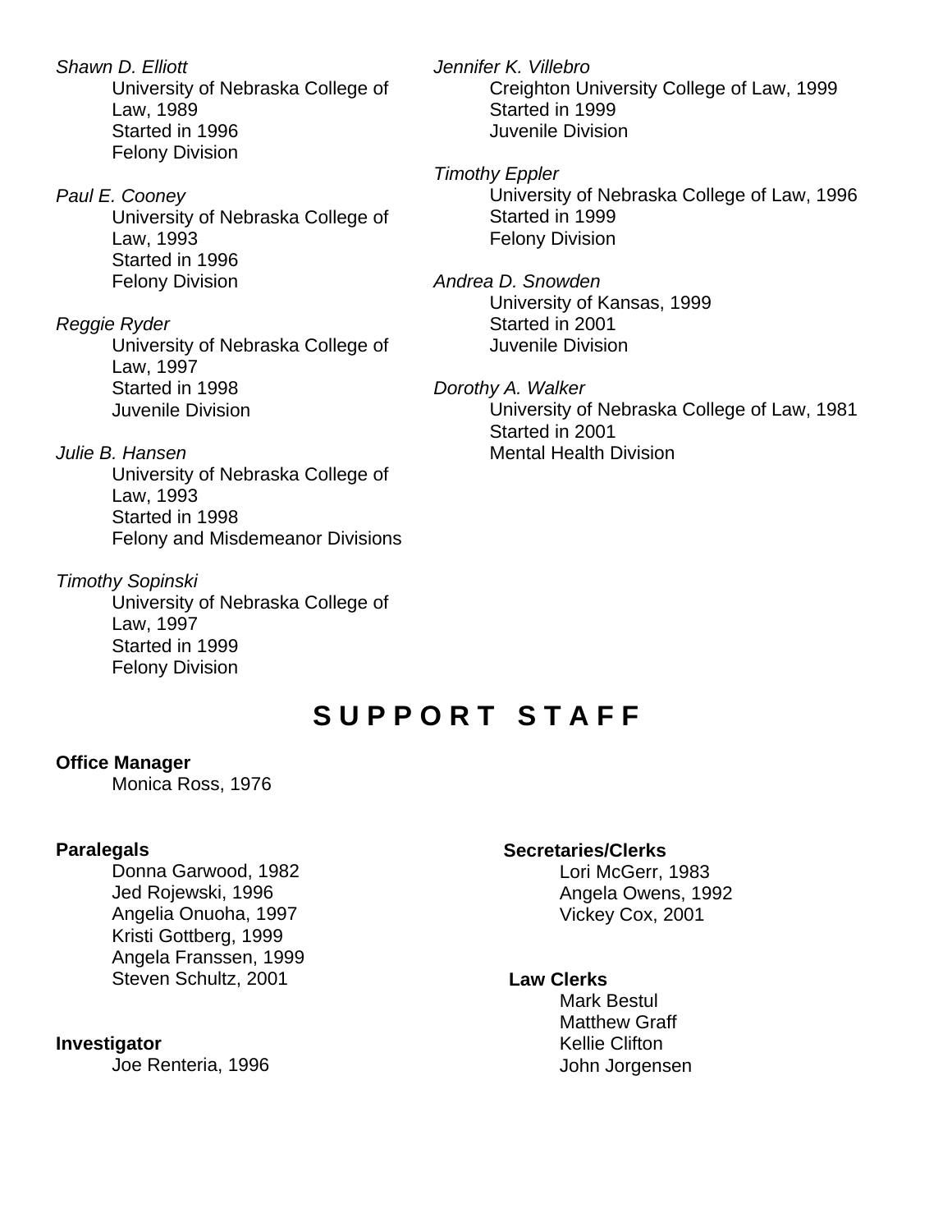*Shawn D. Elliott*
University of Nebraska College of Law, 1989
Started in 1996
Felony Division

*Paul E. Cooney*
University of Nebraska College of Law, 1993
Started in 1996
Felony Division

*Reggie Ryder*
University of Nebraska College of Law, 1997
Started in 1998
Juvenile Division

*Julie B. Hansen*
University of Nebraska College of Law, 1993
Started in 1998
Felony and Misdemeanor Divisions

*Timothy Sopinski*
University of Nebraska College of Law, 1997
Started in 1999
Felony Division

*Jennifer K. Villebro*
Creighton University College of Law, 1999
Started in 1999
Juvenile Division

*Timothy Eppler*
University of Nebraska College of Law, 1996
Started in 1999
Felony Division

*Andrea D. Snowden*
University of Kansas, 1999
Started in 2001
Juvenile Division

*Dorothy A. Walker*
University of Nebraska College of Law, 1981
Started in 2001
Mental Health Division

# SUPPORT STAFF

**Office Manager**
Monica Ross, 1976

**Paralegals**
Donna Garwood, 1982
Jed Rojewski, 1996
Angelia Onuoha, 1997
Kristi Gottberg, 1999
Angela Franssen, 1999
Steven Schultz, 2001

**Investigator**
Joe Renteria, 1996

**Secretaries/Clerks**
Lori McGerr, 1983
Angela Owens, 1992
Vickey Cox, 2001

**Law Clerks**
Mark Bestul
Matthew Graff
Kellie Clifton
John Jorgensen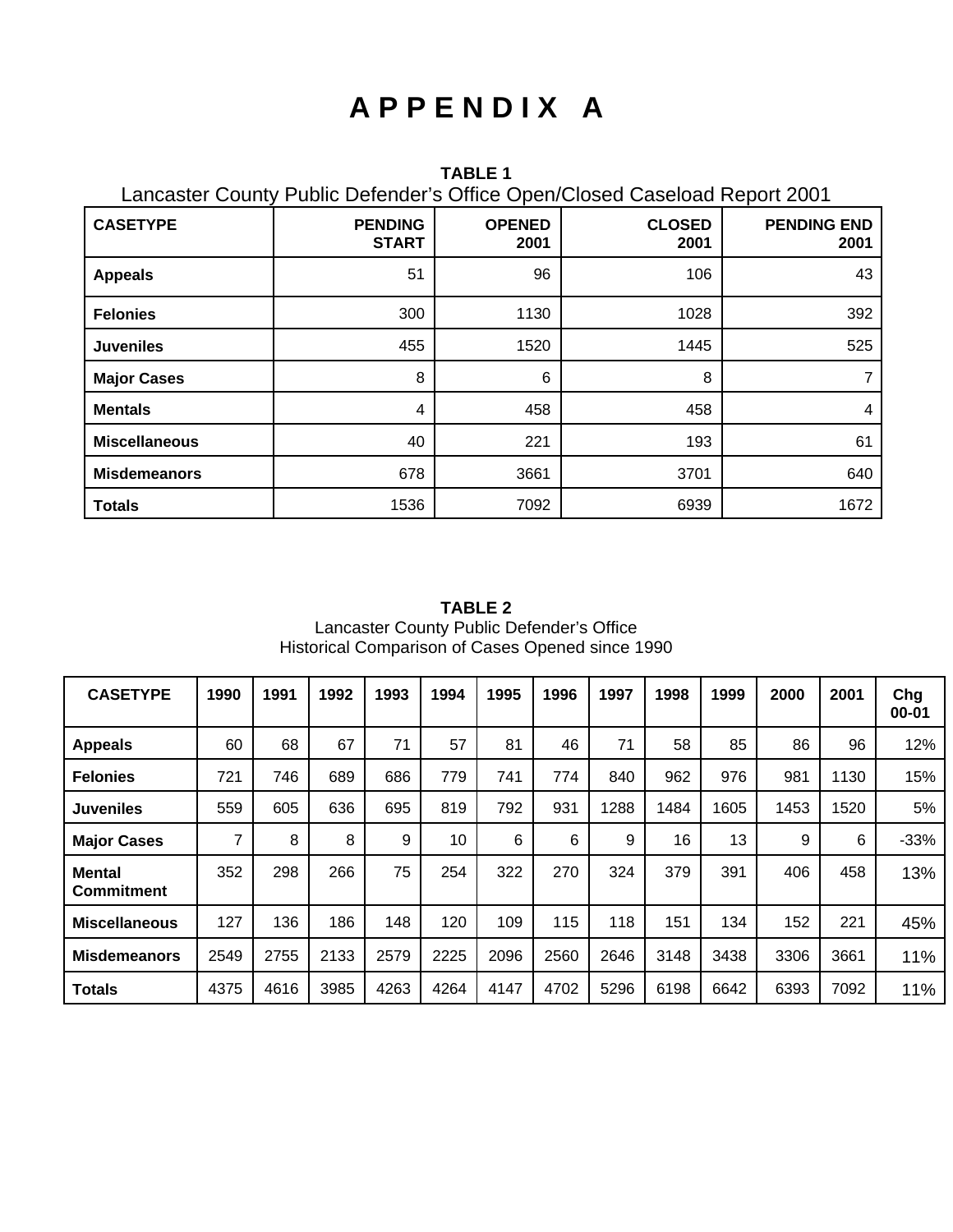# A P P E N D I X A

**TABLE 1**

Lancaster County Public Defender's Office Open/Closed Caseload Report 2001

| CASETYPE | PENDING START | OPENED 2001 | CLOSED 2001 | PENDING END 2001 |
|---|---|---|---|---|
| **Appeals** | 51 | 96 | 106 | 43 |
| **Felonies** | 300 | 1130 | 1028 | 392 |
| **Juveniles** | 455 | 1520 | 1445 | 525 |
| **Major Cases** | 8 | 6 | 8 | 7 |
| **Mentals** | 4 | 458 | 458 | 4 |
| **Miscellaneous** | 40 | 221 | 193 | 61 |
| **Misdemeanors** | 678 | 3661 | 3701 | 640 |
| **Totals** | 1536 | 7092 | 6939 | 1672 |

**TABLE 2**

Lancaster County Public Defender's Office

Historical Comparison of Cases Opened since 1990

| CASETYPE | 1990 | 1991 | 1992 | 1993 | 1994 | 1995 | 1996 | 1997 | 1998 | 1999 | 2000 | 2001 | Chg 00-01 |
|---|---|---|---|---|---|---|---|---|---|---|---|---|---|
| **Appeals** | 60 | 68 | 67 | 71 | 57 | 81 | 46 | 71 | 58 | 85 | 86 | 96 | 12% |
| **Felonies** | 721 | 746 | 689 | 686 | 779 | 741 | 774 | 840 | 962 | 976 | 981 | 1130 | 15% |
| **Juveniles** | 559 | 605 | 636 | 695 | 819 | 792 | 931 | 1288 | 1484 | 1605 | 1453 | 1520 | 5% |
| **Major Cases** | 7 | 8 | 8 | 9 | 10 | 6 | 6 | 9 | 16 | 13 | 9 | 6 | -33% |
| **Mental Commitment** | 352 | 298 | 266 | 75 | 254 | 322 | 270 | 324 | 379 | 391 | 406 | 458 | 13% |
| **Miscellaneous** | 127 | 136 | 186 | 148 | 120 | 109 | 115 | 118 | 151 | 134 | 152 | 221 | 45% |
| **Misdemeanors** | 2549 | 2755 | 2133 | 2579 | 2225 | 2096 | 2560 | 2646 | 3148 | 3438 | 3306 | 3661 | 11% |
| **Totals** | 4375 | 4616 | 3985 | 4263 | 4264 | 4147 | 4702 | 5296 | 6198 | 6642 | 6393 | 7092 | 11% |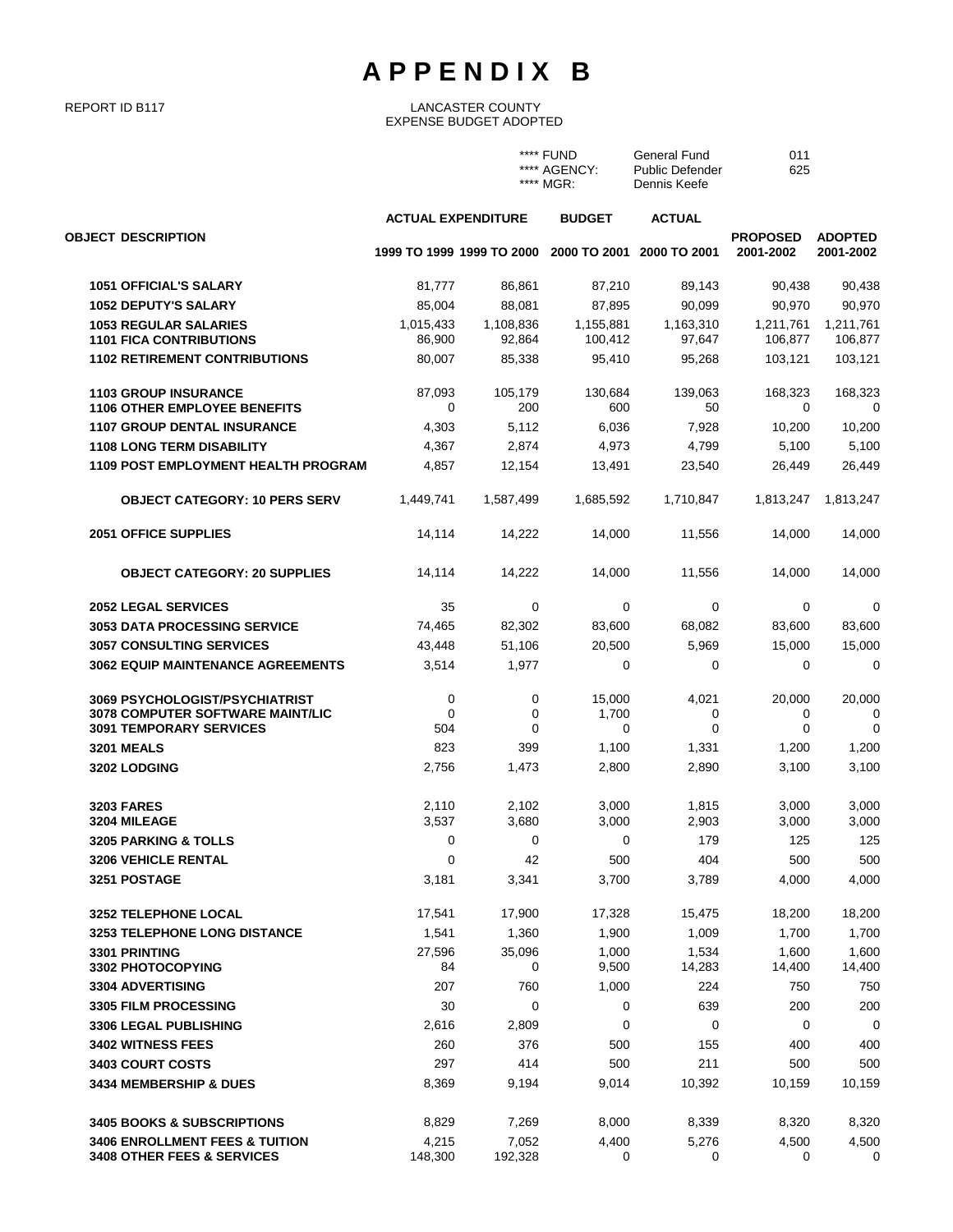# APPENDIX B

REPORT ID B117

LANCASTER COUNTY
EXPENSE BUDGET ADOPTED

| | | |
|---|---|---|
| **** FUND | General Fund | 011 |
| **** AGENCY: | Public Defender | 625 |
| **** MGR: | Dennis Keefe | |

| OBJECT DESCRIPTION | ACTUAL EXPENDITURE 1999 TO 1999 | ACTUAL EXPENDITURE 1999 TO 2000 | BUDGET 2000 TO 2001 | ACTUAL 2000 TO 2001 | PROPOSED 2001-2002 | ADOPTED 2001-2002 |
|---|---|---|---|---|---|---|
| **1051 OFFICIAL'S SALARY** | 81,777 | 86,861 | 87,210 | 89,143 | 90,438 | 90,438 |
| **1052 DEPUTY'S SALARY** | 85,004 | 88,081 | 87,895 | 90,099 | 90,970 | 90,970 |
| **1053 REGULAR SALARIES** | 1,015,433 | 1,108,836 | 1,155,881 | 1,163,310 | 1,211,761 | 1,211,761 |
| **1101 FICA CONTRIBUTIONS** | 86,900 | 92,864 | 100,412 | 97,647 | 106,877 | 106,877 |
| **1102 RETIREMENT CONTRIBUTIONS** | 80,007 | 85,338 | 95,410 | 95,268 | 103,121 | 103,121 |
| **1103 GROUP INSURANCE** | 87,093 | 105,179 | 130,684 | 139,063 | 168,323 | 168,323 |
| **1106 OTHER EMPLOYEE BENEFITS** | 0 | 200 | 600 | 50 | 0 | 0 |
| **1107 GROUP DENTAL INSURANCE** | 4,303 | 5,112 | 6,036 | 7,928 | 10,200 | 10,200 |
| **1108 LONG TERM DISABILITY** | 4,367 | 2,874 | 4,973 | 4,799 | 5,100 | 5,100 |
| **1109 POST EMPLOYMENT HEALTH PROGRAM** | 4,857 | 12,154 | 13,491 | 23,540 | 26,449 | 26,449 |
| **OBJECT CATEGORY: 10 PERS SERV** | 1,449,741 | 1,587,499 | 1,685,592 | 1,710,847 | 1,813,247 | 1,813,247 |
| **2051 OFFICE SUPPLIES** | 14,114 | 14,222 | 14,000 | 11,556 | 14,000 | 14,000 |
| **OBJECT CATEGORY: 20 SUPPLIES** | 14,114 | 14,222 | 14,000 | 11,556 | 14,000 | 14,000 |
| **2052 LEGAL SERVICES** | 35 | 0 | 0 | 0 | 0 | 0 |
| **3053 DATA PROCESSING SERVICE** | 74,465 | 82,302 | 83,600 | 68,082 | 83,600 | 83,600 |
| **3057 CONSULTING SERVICES** | 43,448 | 51,106 | 20,500 | 5,969 | 15,000 | 15,000 |
| **3062 EQUIP MAINTENANCE AGREEMENTS** | 3,514 | 1,977 | 0 | 0 | 0 | 0 |
| **3069 PSYCHOLOGIST/PSYCHIATRIST** | 0 | 0 | 15,000 | 4,021 | 20,000 | 20,000 |
| **3078 COMPUTER SOFTWARE MAINT/LIC** | 0 | 0 | 1,700 | 0 | 0 | 0 |
| **3091 TEMPORARY SERVICES** | 504 | 0 | 0 | 0 | 0 | 0 |
| **3201 MEALS** | 823 | 399 | 1,100 | 1,331 | 1,200 | 1,200 |
| **3202 LODGING** | 2,756 | 1,473 | 2,800 | 2,890 | 3,100 | 3,100 |
| **3203 FARES** | 2,110 | 2,102 | 3,000 | 1,815 | 3,000 | 3,000 |
| **3204 MILEAGE** | 3,537 | 3,680 | 3,000 | 2,903 | 3,000 | 3,000 |
| **3205 PARKING & TOLLS** | 0 | 0 | 0 | 179 | 125 | 125 |
| **3206 VEHICLE RENTAL** | 0 | 42 | 500 | 404 | 500 | 500 |
| **3251 POSTAGE** | 3,181 | 3,341 | 3,700 | 3,789 | 4,000 | 4,000 |
| **3252 TELEPHONE LOCAL** | 17,541 | 17,900 | 17,328 | 15,475 | 18,200 | 18,200 |
| **3253 TELEPHONE LONG DISTANCE** | 1,541 | 1,360 | 1,900 | 1,009 | 1,700 | 1,700 |
| **3301 PRINTING** | 27,596 | 35,096 | 1,000 | 1,534 | 1,600 | 1,600 |
| **3302 PHOTOCOPYING** | 84 | 0 | 9,500 | 14,283 | 14,400 | 14,400 |
| **3304 ADVERTISING** | 207 | 760 | 1,000 | 224 | 750 | 750 |
| **3305 FILM PROCESSING** | 30 | 0 | 0 | 639 | 200 | 200 |
| **3306 LEGAL PUBLISHING** | 2,616 | 2,809 | 0 | 0 | 0 | 0 |
| **3402 WITNESS FEES** | 260 | 376 | 500 | 155 | 400 | 400 |
| **3403 COURT COSTS** | 297 | 414 | 500 | 211 | 500 | 500 |
| **3434 MEMBERSHIP & DUES** | 8,369 | 9,194 | 9,014 | 10,392 | 10,159 | 10,159 |
| **3405 BOOKS & SUBSCRIPTIONS** | 8,829 | 7,269 | 8,000 | 8,339 | 8,320 | 8,320 |
| **3406 ENROLLMENT FEES & TUITION** | 4,215 | 7,052 | 4,400 | 5,276 | 4,500 | 4,500 |
| **3408 OTHER FEES & SERVICES** | 148,300 | 192,328 | 0 | 0 | 0 | 0 |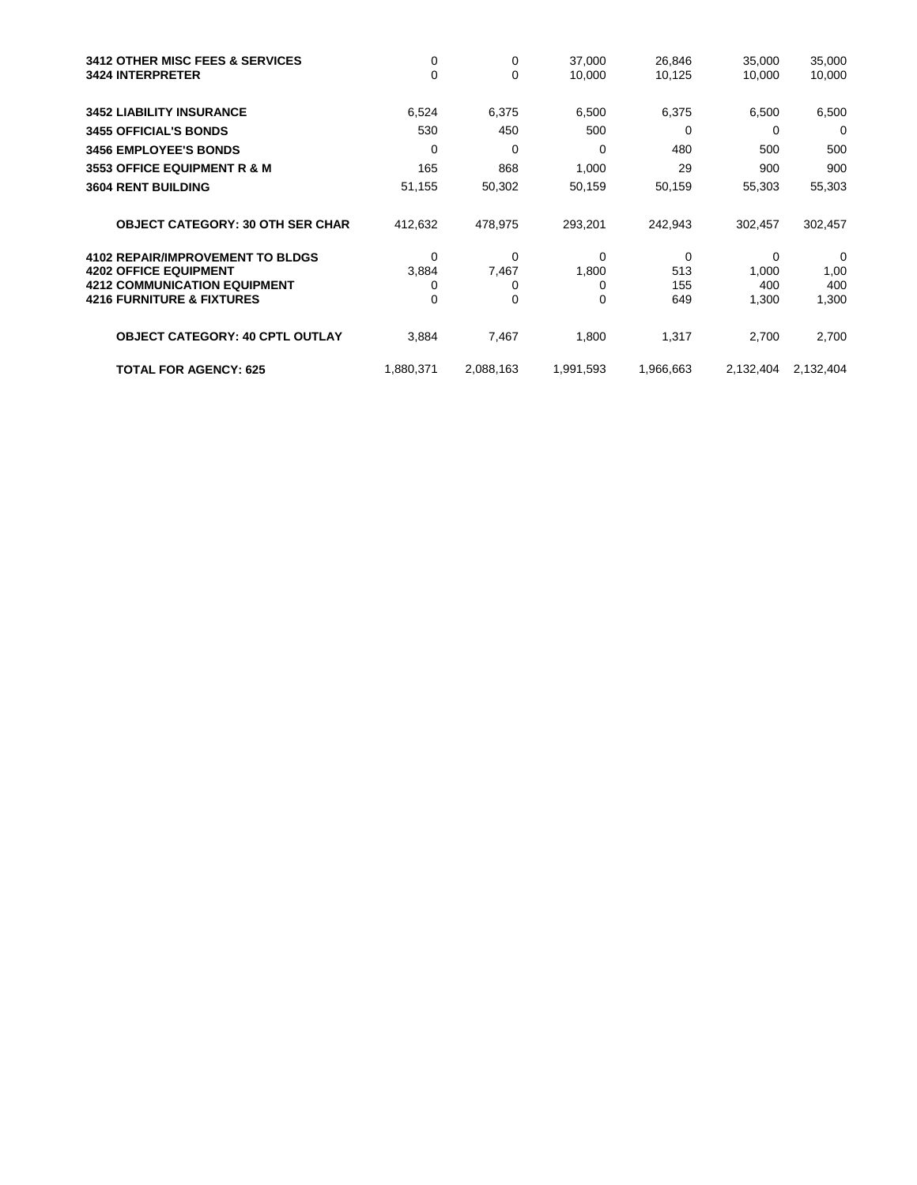| | | | | | | |
|---|---|---|---|---|---|---|
| **3412 OTHER MISC FEES & SERVICES** | 0 | 0 | 37,000 | 26,846 | 35,000 | 35,000 |
| **3424 INTERPRETER** | 0 | 0 | 10,000 | 10,125 | 10,000 | 10,000 |
| **3452 LIABILITY INSURANCE** | 6,524 | 6,375 | 6,500 | 6,375 | 6,500 | 6,500 |
| **3455 OFFICIAL'S BONDS** | 530 | 450 | 500 | 0 | 0 | 0 |
| **3456 EMPLOYEE'S BONDS** | 0 | 0 | 0 | 480 | 500 | 500 |
| **3553 OFFICE EQUIPMENT R & M** | 165 | 868 | 1,000 | 29 | 900 | 900 |
| **3604 RENT BUILDING** | 51,155 | 50,302 | 50,159 | 50,159 | 55,303 | 55,303 |
| **OBJECT CATEGORY: 30 OTH SER CHAR** | 412,632 | 478,975 | 293,201 | 242,943 | 302,457 | 302,457 |
| **4102 REPAIR/IMPROVEMENT TO BLDGS** | 0 | 0 | 0 | 0 | 0 | 0 |
| **4202 OFFICE EQUIPMENT** | 3,884 | 7,467 | 1,800 | 513 | 1,000 | 1,00 |
| **4212 COMMUNICATION EQUIPMENT** | 0 | 0 | 0 | 155 | 400 | 400 |
| **4216 FURNITURE & FIXTURES** | 0 | 0 | 0 | 649 | 1,300 | 1,300 |
| **OBJECT CATEGORY: 40 CPTL OUTLAY** | 3,884 | 7,467 | 1,800 | 1,317 | 2,700 | 2,700 |
| **TOTAL FOR AGENCY: 625** | 1,880,371 | 2,088,163 | 1,991,593 | 1,966,663 | 2,132,404 | 2,132,404 |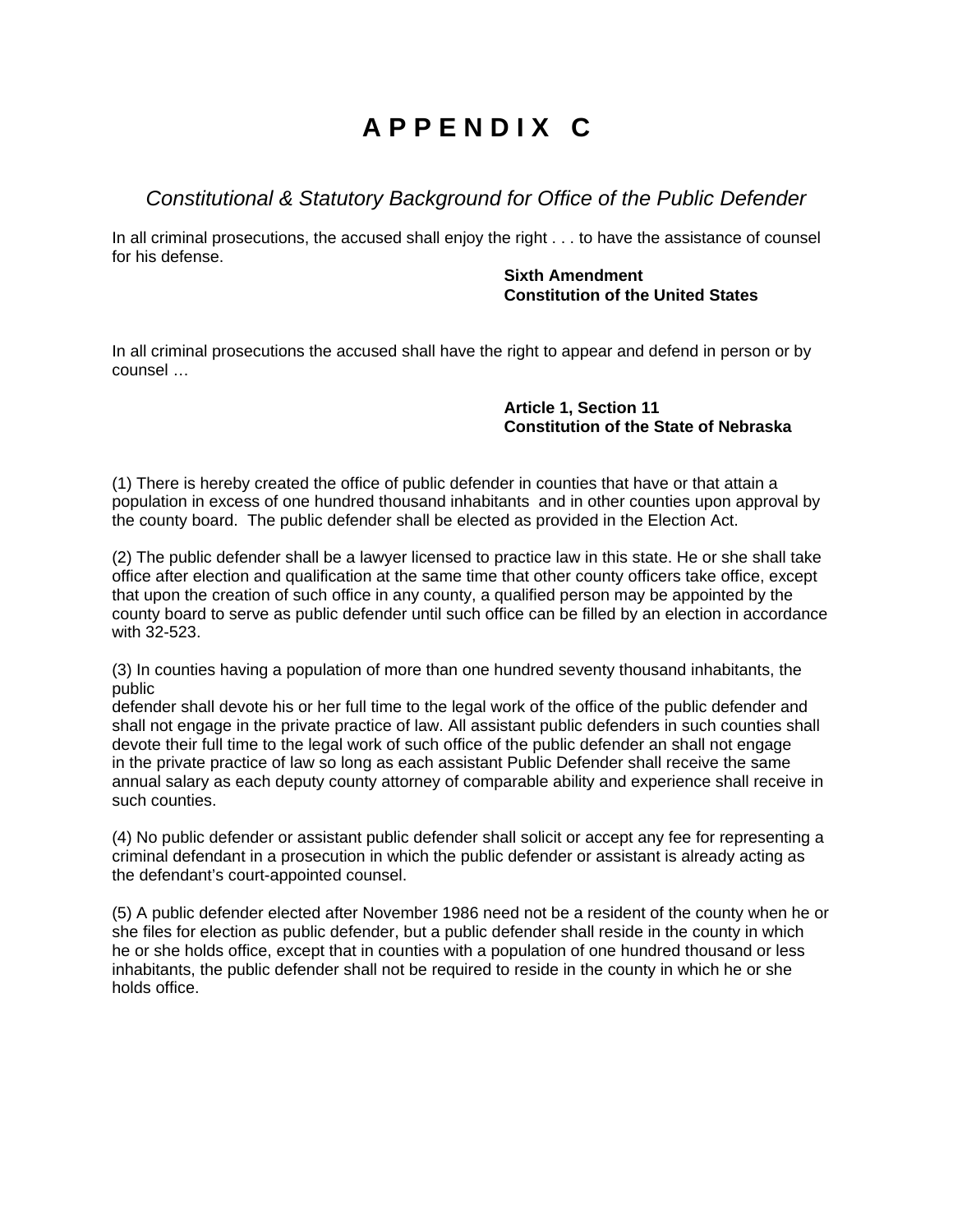# APPENDIX C

## *Constitutional & Statutory Background for Office of the Public Defender*

In all criminal prosecutions, the accused shall enjoy the right . . . to have the assistance of counsel for his defense.

**Sixth Amendment**
**Constitution of the United States**

In all criminal prosecutions the accused shall have the right to appear and defend in person or by counsel …

**Article 1, Section 11**
**Constitution of the State of Nebraska**

(1) There is hereby created the office of public defender in counties that have or that attain a population in excess of one hundred thousand inhabitants and in other counties upon approval by the county board. The public defender shall be elected as provided in the Election Act.

(2) The public defender shall be a lawyer licensed to practice law in this state. He or she shall take office after election and qualification at the same time that other county officers take office, except that upon the creation of such office in any county, a qualified person may be appointed by the county board to serve as public defender until such office can be filled by an election in accordance with 32-523.

(3) In counties having a population of more than one hundred seventy thousand inhabitants, the public defender shall devote his or her full time to the legal work of the office of the public defender and shall not engage in the private practice of law. All assistant public defenders in such counties shall devote their full time to the legal work of such office of the public defender an shall not engage in the private practice of law so long as each assistant Public Defender shall receive the same annual salary as each deputy county attorney of comparable ability and experience shall receive in such counties.

(4) No public defender or assistant public defender shall solicit or accept any fee for representing a criminal defendant in a prosecution in which the public defender or assistant is already acting as the defendant's court-appointed counsel.

(5) A public defender elected after November 1986 need not be a resident of the county when he or she files for election as public defender, but a public defender shall reside in the county in which he or she holds office, except that in counties with a population of one hundred thousand or less inhabitants, the public defender shall not be required to reside in the county in which he or she holds office.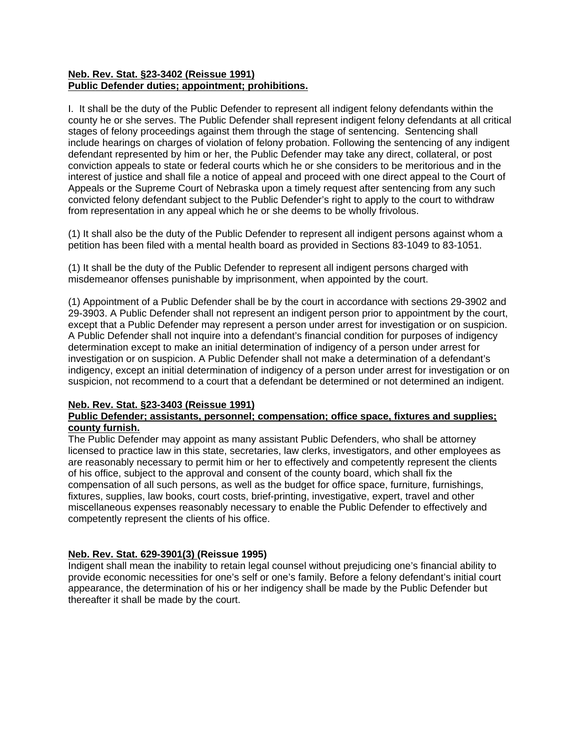**Neb. Rev. Stat. §23-3402 (Reissue 1991)**
**Public Defender duties; appointment; prohibitions.**

I. It shall be the duty of the Public Defender to represent all indigent felony defendants within the county he or she serves. The Public Defender shall represent indigent felony defendants at all critical stages of felony proceedings against them through the stage of sentencing. Sentencing shall include hearings on charges of violation of felony probation. Following the sentencing of any indigent defendant represented by him or her, the Public Defender may take any direct, collateral, or post conviction appeals to state or federal courts which he or she considers to be meritorious and in the interest of justice and shall file a notice of appeal and proceed with one direct appeal to the Court of Appeals or the Supreme Court of Nebraska upon a timely request after sentencing from any such convicted felony defendant subject to the Public Defender's right to apply to the court to withdraw from representation in any appeal which he or she deems to be wholly frivolous.

(1) It shall also be the duty of the Public Defender to represent all indigent persons against whom a petition has been filed with a mental health board as provided in Sections 83-1049 to 83-1051.

(1) It shall be the duty of the Public Defender to represent all indigent persons charged with misdemeanor offenses punishable by imprisonment, when appointed by the court.

(1) Appointment of a Public Defender shall be by the court in accordance with sections 29-3902 and 29-3903. A Public Defender shall not represent an indigent person prior to appointment by the court, except that a Public Defender may represent a person under arrest for investigation or on suspicion. A Public Defender shall not inquire into a defendant's financial condition for purposes of indigency determination except to make an initial determination of indigency of a person under arrest for investigation or on suspicion. A Public Defender shall not make a determination of a defendant's indigency, except an initial determination of indigency of a person under arrest for investigation or on suspicion, not recommend to a court that a defendant be determined or not determined an indigent.

**Neb. Rev. Stat. §23-3403 (Reissue 1991)**
**Public Defender; assistants, personnel; compensation; office space, fixtures and supplies; county furnish.**

The Public Defender may appoint as many assistant Public Defenders, who shall be attorney licensed to practice law in this state, secretaries, law clerks, investigators, and other employees as are reasonably necessary to permit him or her to effectively and competently represent the clients of his office, subject to the approval and consent of the county board, which shall fix the compensation of all such persons, as well as the budget for office space, furniture, furnishings, fixtures, supplies, law books, court costs, brief-printing, investigative, expert, travel and other miscellaneous expenses reasonably necessary to enable the Public Defender to effectively and competently represent the clients of his office.

**Neb. Rev. Stat. 629-3901(3) (Reissue 1995)**

Indigent shall mean the inability to retain legal counsel without prejudicing one's financial ability to provide economic necessities for one's self or one's family. Before a felony defendant's initial court appearance, the determination of his or her indigency shall be made by the Public Defender but thereafter it shall be made by the court.